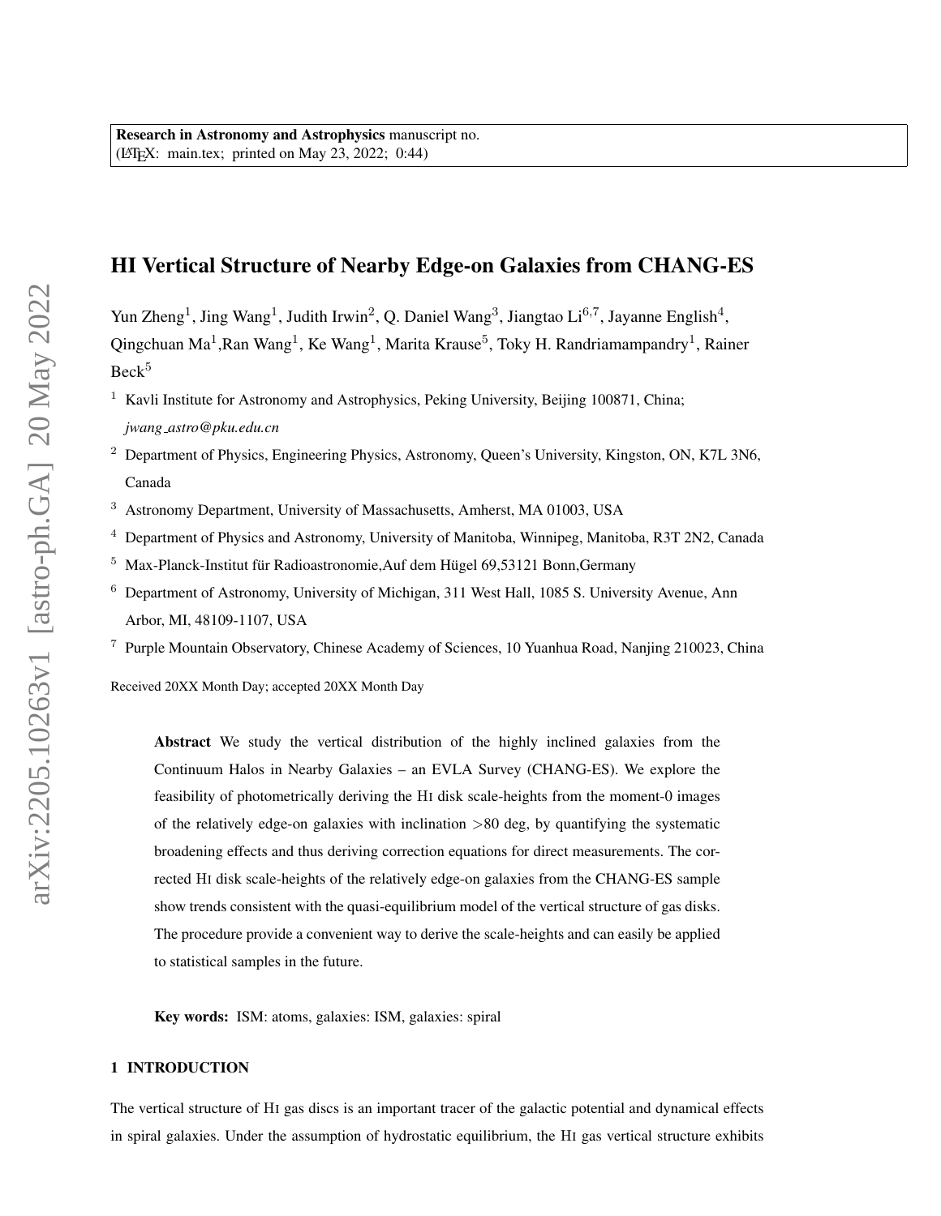**Research in Astronomy and Astrophysics** manuscript no.
(LaTeX: main.tex; printed on May 23, 2022; 0:44)

# HI Vertical Structure of Nearby Edge-on Galaxies from CHANG-ES

Yun Zheng[1], Jing Wang[1], Judith Irwin[2], Q. Daniel Wang[3], Jiangtao Li[6,7], Jayanne English[4], Qingchuan Ma[1],Ran Wang[1], Ke Wang[1], Marita Krause[5], Toky H. Randriamampandry[1], Rainer Beck[5]

[1] Kavli Institute for Astronomy and Astrophysics, Peking University, Beijing 100871, China; *jwang_astro@pku.edu.cn*

[2] Department of Physics, Engineering Physics, Astronomy, Queen's University, Kingston, ON, K7L 3N6, Canada

[3] Astronomy Department, University of Massachusetts, Amherst, MA 01003, USA

[4] Department of Physics and Astronomy, University of Manitoba, Winnipeg, Manitoba, R3T 2N2, Canada

[5] Max-Planck-Institut für Radioastronomie,Auf dem Hügel 69,53121 Bonn,Germany

[6] Department of Astronomy, University of Michigan, 311 West Hall, 1085 S. University Avenue, Ann Arbor, MI, 48109-1107, USA

[7] Purple Mountain Observatory, Chinese Academy of Sciences, 10 Yuanhua Road, Nanjing 210023, China

Received 20XX Month Day; accepted 20XX Month Day

**Abstract** We study the vertical distribution of the highly inclined galaxies from the Continuum Halos in Nearby Galaxies – an EVLA Survey (CHANG-ES). We explore the feasibility of photometrically deriving the HI disk scale-heights from the moment-0 images of the relatively edge-on galaxies with inclination $>80$ deg, by quantifying the systematic broadening effects and thus deriving correction equations for direct measurements. The corrected HI disk scale-heights of the relatively edge-on galaxies from the CHANG-ES sample show trends consistent with the quasi-equilibrium model of the vertical structure of gas disks. The procedure provide a convenient way to derive the scale-heights and can easily be applied to statistical samples in the future.

**Key words:** ISM: atoms, galaxies: ISM, galaxies: spiral

## 1 INTRODUCTION

The vertical structure of HI gas discs is an important tracer of the galactic potential and dynamical effects in spiral galaxies. Under the assumption of hydrostatic equilibrium, the HI gas vertical structure exhibits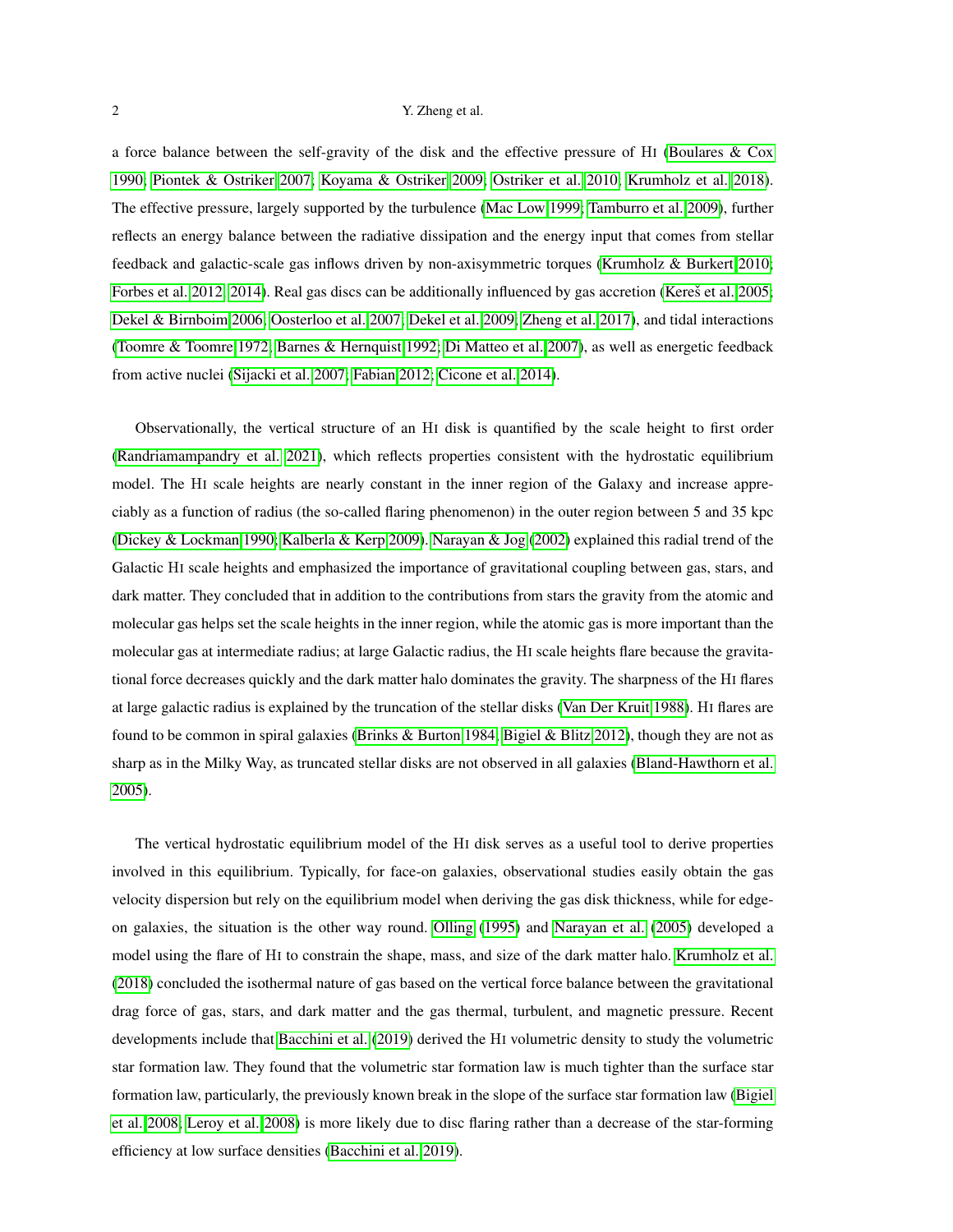a force balance between the self-gravity of the disk and the effective pressure of HI (Boulares & Cox 1990; Piontek & Ostriker 2007; Koyama & Ostriker 2009; Ostriker et al. 2010; Krumholz et al. 2018). The effective pressure, largely supported by the turbulence (Mac Low 1999; Tamburro et al. 2009), further reflects an energy balance between the radiative dissipation and the energy input that comes from stellar feedback and galactic-scale gas inflows driven by non-axisymmetric torques (Krumholz & Burkert 2010; Forbes et al. 2012, 2014). Real gas discs can be additionally influenced by gas accretion (Kereš et al. 2005; Dekel & Birnboim 2006; Oosterloo et al. 2007; Dekel et al. 2009; Zheng et al. 2017), and tidal interactions (Toomre & Toomre 1972; Barnes & Hernquist 1992; Di Matteo et al. 2007), as well as energetic feedback from active nuclei (Sijacki et al. 2007; Fabian 2012; Cicone et al. 2014).

Observationally, the vertical structure of an HI disk is quantified by the scale height to first order (Randriamampandry et al. 2021), which reflects properties consistent with the hydrostatic equilibrium model. The HI scale heights are nearly constant in the inner region of the Galaxy and increase appreciably as a function of radius (the so-called flaring phenomenon) in the outer region between 5 and 35 kpc (Dickey & Lockman 1990; Kalberla & Kerp 2009). Narayan & Jog (2002) explained this radial trend of the Galactic HI scale heights and emphasized the importance of gravitational coupling between gas, stars, and dark matter. They concluded that in addition to the contributions from stars the gravity from the atomic and molecular gas helps set the scale heights in the inner region, while the atomic gas is more important than the molecular gas at intermediate radius; at large Galactic radius, the HI scale heights flare because the gravitational force decreases quickly and the dark matter halo dominates the gravity. The sharpness of the HI flares at large galactic radius is explained by the truncation of the stellar disks (Van Der Kruit 1988). HI flares are found to be common in spiral galaxies (Brinks & Burton 1984; Bigiel & Blitz 2012), though they are not as sharp as in the Milky Way, as truncated stellar disks are not observed in all galaxies (Bland-Hawthorn et al. 2005).

The vertical hydrostatic equilibrium model of the HI disk serves as a useful tool to derive properties involved in this equilibrium. Typically, for face-on galaxies, observational studies easily obtain the gas velocity dispersion but rely on the equilibrium model when deriving the gas disk thickness, while for edge-on galaxies, the situation is the other way round. Olling (1995) and Narayan et al. (2005) developed a model using the flare of HI to constrain the shape, mass, and size of the dark matter halo. Krumholz et al. (2018) concluded the isothermal nature of gas based on the vertical force balance between the gravitational drag force of gas, stars, and dark matter and the gas thermal, turbulent, and magnetic pressure. Recent developments include that Bacchini et al. (2019) derived the HI volumetric density to study the volumetric star formation law. They found that the volumetric star formation law is much tighter than the surface star formation law, particularly, the previously known break in the slope of the surface star formation law (Bigiel et al. 2008; Leroy et al. 2008) is more likely due to disc flaring rather than a decrease of the star-forming efficiency at low surface densities (Bacchini et al. 2019).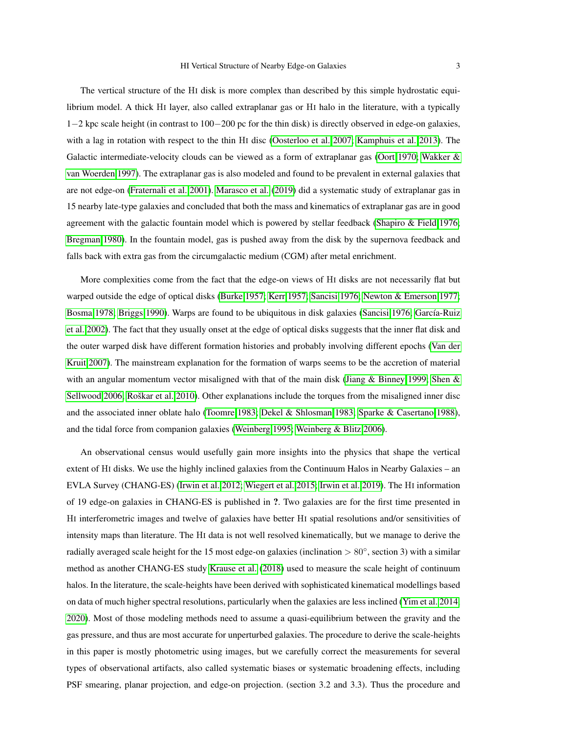The vertical structure of the HI disk is more complex than described by this simple hydrostatic equilibrium model. A thick HI layer, also called extraplanar gas or HI halo in the literature, with a typically $1-2$ kpc scale height (in contrast to $100-200$ pc for the thin disk) is directly observed in edge-on galaxies, with a lag in rotation with respect to the thin HI disc (Oosterloo et al. 2007; Kamphuis et al. 2013). The Galactic intermediate-velocity clouds can be viewed as a form of extraplanar gas (Oort 1970; Wakker & van Woerden 1997). The extraplanar gas is also modeled and found to be prevalent in external galaxies that are not edge-on (Fraternali et al. 2001). Marasco et al. (2019) did a systematic study of extraplanar gas in 15 nearby late-type galaxies and concluded that both the mass and kinematics of extraplanar gas are in good agreement with the galactic fountain model which is powered by stellar feedback (Shapiro & Field 1976; Bregman 1980). In the fountain model, gas is pushed away from the disk by the supernova feedback and falls back with extra gas from the circumgalactic medium (CGM) after metal enrichment.

More complexities come from the fact that the edge-on views of HI disks are not necessarily flat but warped outside the edge of optical disks (Burke 1957; Kerr 1957; Sancisi 1976; Newton & Emerson 1977; Bosma 1978; Briggs 1990). Warps are found to be ubiquitous in disk galaxies (Sancisi 1976; García-Ruiz et al. 2002). The fact that they usually onset at the edge of optical disks suggests that the inner flat disk and the outer warped disk have different formation histories and probably involving different epochs (Van der Kruit 2007). The mainstream explanation for the formation of warps seems to be the accretion of material with an angular momentum vector misaligned with that of the main disk (Jiang & Binney 1999; Shen & Sellwood 2006; Roškar et al. 2010). Other explanations include the torques from the misaligned inner disc and the associated inner oblate halo (Toomre 1983; Dekel & Shlosman 1983; Sparke & Casertano 1988), and the tidal force from companion galaxies (Weinberg 1995; Weinberg & Blitz 2006).

An observational census would usefully gain more insights into the physics that shape the vertical extent of HI disks. We use the highly inclined galaxies from the Continuum Halos in Nearby Galaxies – an EVLA Survey (CHANG-ES) (Irwin et al. 2012; Wiegert et al. 2015; Irwin et al. 2019). The HI information of 19 edge-on galaxies in CHANG-ES is published in **?**. Two galaxies are for the first time presented in HI interferometric images and twelve of galaxies have better HI spatial resolutions and/or sensitivities of intensity maps than literature. The HI data is not well resolved kinematically, but we manage to derive the radially averaged scale height for the 15 most edge-on galaxies (inclination $> 80^{\circ}$, section 3) with a similar method as another CHANG-ES study Krause et al. (2018) used to measure the scale height of continuum halos. In the literature, the scale-heights have been derived with sophisticated kinematical modellings based on data of much higher spectral resolutions, particularly when the galaxies are less inclined (Yim et al. 2014, 2020). Most of those modeling methods need to assume a quasi-equilibrium between the gravity and the gas pressure, and thus are most accurate for unperturbed galaxies. The procedure to derive the scale-heights in this paper is mostly photometric using images, but we carefully correct the measurements for several types of observational artifacts, also called systematic biases or systematic broadening effects, including PSF smearing, planar projection, and edge-on projection. (section 3.2 and 3.3). Thus the procedure and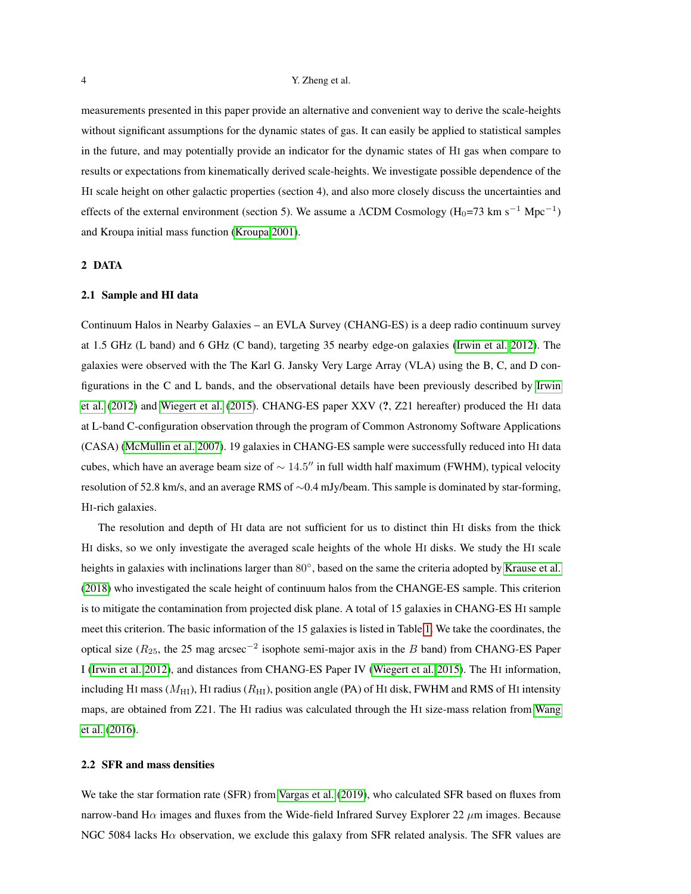measurements presented in this paper provide an alternative and convenient way to derive the scale-heights without significant assumptions for the dynamic states of gas. It can easily be applied to statistical samples in the future, and may potentially provide an indicator for the dynamic states of HI gas when compare to results or expectations from kinematically derived scale-heights. We investigate possible dependence of the HI scale height on other galactic properties (section 4), and also more closely discuss the uncertainties and effects of the external environment (section 5). We assume a ΛCDM Cosmology ($H_0$=73 km $s^{-1}$ $Mpc^{-1}$) and Kroupa initial mass function (Kroupa 2001).

## 2 DATA

### 2.1 Sample and HI data

Continuum Halos in Nearby Galaxies – an EVLA Survey (CHANG-ES) is a deep radio continuum survey at 1.5 GHz (L band) and 6 GHz (C band), targeting 35 nearby edge-on galaxies (Irwin et al. 2012). The galaxies were observed with the The Karl G. Jansky Very Large Array (VLA) using the B, C, and D configurations in the C and L bands, and the observational details have been previously described by Irwin et al. (2012) and Wiegert et al. (2015). CHANG-ES paper XXV (?, Z21 hereafter) produced the HI data at L-band C-configuration observation through the program of Common Astronomy Software Applications (CASA) (McMullin et al. 2007). 19 galaxies in CHANG-ES sample were successfully reduced into HI data cubes, which have an average beam size of $\sim 14.5''$ in full width half maximum (FWHM), typical velocity resolution of 52.8 km/s, and an average RMS of ∼0.4 mJy/beam. This sample is dominated by star-forming, HI-rich galaxies.

The resolution and depth of HI data are not sufficient for us to distinct thin HI disks from the thick HI disks, so we only investigate the averaged scale heights of the whole HI disks. We study the HI scale heights in galaxies with inclinations larger than $80°$, based on the same the criteria adopted by Krause et al. (2018) who investigated the scale height of continuum halos from the CHANGE-ES sample. This criterion is to mitigate the contamination from projected disk plane. A total of 15 galaxies in CHANG-ES HI sample meet this criterion. The basic information of the 15 galaxies is listed in Table 1. We take the coordinates, the optical size ($R_{25}$, the 25 mag arcsec$^{-2}$ isophote semi-major axis in the $B$ band) from CHANG-ES Paper I (Irwin et al. 2012), and distances from CHANG-ES Paper IV (Wiegert et al. 2015). The HI information, including HI mass ($M_{\rm HI}$), HI radius ($R_{\rm HI}$), position angle (PA) of HI disk, FWHM and RMS of HI intensity maps, are obtained from Z21. The HI radius was calculated through the HI size-mass relation from Wang et al. (2016).

### 2.2 SFR and mass densities

We take the star formation rate (SFR) from Vargas et al. (2019), who calculated SFR based on fluxes from narrow-band Hα images and fluxes from the Wide-field Infrared Survey Explorer 22 $\mu$m images. Because NGC 5084 lacks Hα observation, we exclude this galaxy from SFR related analysis. The SFR values are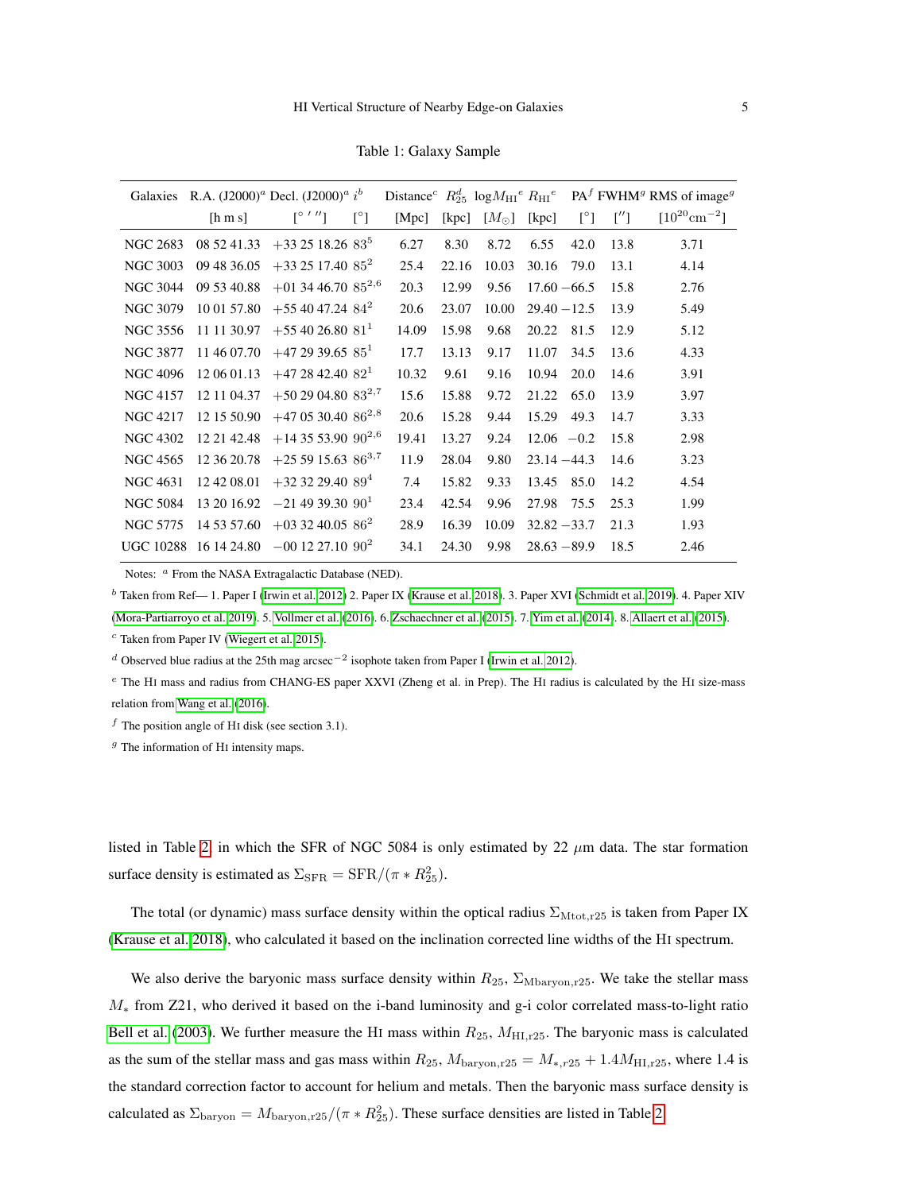Table 1: Galaxy Sample

| Galaxies | R.A. (J2000)[a] | Decl. (J2000)[a] | $i$[b] | Distance[c] | $R_{25}^{d}$ | log$M_{\rm HI}$[e] | $R_{\rm HI}$[e] | PA[f] | FWHM[g] | RMS of image[g] |
|---|---|---|---|---|---|---|---|---|---|---|
| | [h m s] | [° ′ ″] | [°] | [Mpc] | [kpc] | [$M_{\odot}$] | [kpc] | [°] | [″] | [$10^{20}$cm$^{-2}$] |
| NGC 2683 | 08 52 41.33 | +33 25 18.26 | 83[5] | 6.27 | 8.30 | 8.72 | 6.55 | 42.0 | 13.8 | 3.71 |
| NGC 3003 | 09 48 36.05 | +33 25 17.40 | 85[2] | 25.4 | 22.16 | 10.03 | 30.16 | 79.0 | 13.1 | 4.14 |
| NGC 3044 | 09 53 40.88 | +01 34 46.70 | 85[2,6] | 20.3 | 12.99 | 9.56 | 17.60 | −66.5 | 15.8 | 2.76 |
| NGC 3079 | 10 01 57.80 | +55 40 47.24 | 84[2] | 20.6 | 23.07 | 10.00 | 29.40 | −12.5 | 13.9 | 5.49 |
| NGC 3556 | 11 11 30.97 | +55 40 26.80 | 81[1] | 14.09 | 15.98 | 9.68 | 20.22 | 81.5 | 12.9 | 5.12 |
| NGC 3877 | 11 46 07.70 | +47 29 39.65 | 85[1] | 17.7 | 13.13 | 9.17 | 11.07 | 34.5 | 13.6 | 4.33 |
| NGC 4096 | 12 06 01.13 | +47 28 42.40 | 82[1] | 10.32 | 9.61 | 9.16 | 10.94 | 20.0 | 14.6 | 3.91 |
| NGC 4157 | 12 11 04.37 | +50 29 04.80 | 83[2,7] | 15.6 | 15.88 | 9.72 | 21.22 | 65.0 | 13.9 | 3.97 |
| NGC 4217 | 12 15 50.90 | +47 05 30.40 | 86[2,8] | 20.6 | 15.28 | 9.44 | 15.29 | 49.3 | 14.7 | 3.33 |
| NGC 4302 | 12 21 42.48 | +14 35 53.90 | 90[2,6] | 19.41 | 13.27 | 9.24 | 12.06 | −0.2 | 15.8 | 2.98 |
| NGC 4565 | 12 36 20.78 | +25 59 15.63 | 86[3,7] | 11.9 | 28.04 | 9.80 | 23.14 | −44.3 | 14.6 | 3.23 |
| NGC 4631 | 12 42 08.01 | +32 32 29.40 | 89[4] | 7.4 | 15.82 | 9.33 | 13.45 | 85.0 | 14.2 | 4.54 |
| NGC 5084 | 13 20 16.92 | −21 49 39.30 | 90[1] | 23.4 | 42.54 | 9.96 | 27.98 | 75.5 | 25.3 | 1.99 |
| NGC 5775 | 14 53 57.60 | +03 32 40.05 | 86[2] | 28.9 | 16.39 | 10.09 | 32.82 | −33.7 | 21.3 | 1.93 |
| UGC 10288 | 16 14 24.80 | −00 12 27.10 | 90[2] | 34.1 | 24.30 | 9.98 | 28.63 | −89.9 | 18.5 | 2.46 |

Notes: [a] From the NASA Extragalactic Database (NED).

[b] Taken from Ref— 1. Paper I (Irwin et al. 2012) 2. Paper IX (Krause et al. 2018). 3. Paper XVI (Schmidt et al. 2019). 4. Paper XIV (Mora-Partiarroyo et al. 2019). 5. Vollmer et al. (2016). 6. Zschaechner et al. (2015). 7. Yim et al. (2014). 8. Allaert et al. (2015).

[c] Taken from Paper IV (Wiegert et al. 2015).

[d] Observed blue radius at the 25th mag arcsec$^{-2}$ isophote taken from Paper I (Irwin et al. 2012).

[e] The HI mass and radius from CHANG-ES paper XXVI (Zheng et al. in Prep). The HI radius is calculated by the HI size-mass relation from Wang et al. (2016).

[f] The position angle of HI disk (see section 3.1).

[g] The information of HI intensity maps.

listed in Table 2, in which the SFR of NGC 5084 is only estimated by 22 $\mu$m data. The star formation surface density is estimated as $\Sigma_{\rm SFR} = {\rm SFR}/(\pi * R_{25}^2)$.

The total (or dynamic) mass surface density within the optical radius $\Sigma_{\rm Mtot,r25}$ is taken from Paper IX (Krause et al. 2018), who calculated it based on the inclination corrected line widths of the HI spectrum.

We also derive the baryonic mass surface density within $R_{25}$, $\Sigma_{\rm Mbaryon,r25}$. We take the stellar mass $M_*$ from Z21, who derived it based on the i-band luminosity and g-i color correlated mass-to-light ratio Bell et al. (2003). We further measure the HI mass within $R_{25}$, $M_{\rm HI,r25}$. The baryonic mass is calculated as the sum of the stellar mass and gas mass within $R_{25}$, $M_{\rm baryon,r25} = M_{*,r25} + 1.4M_{\rm HI,r25}$, where 1.4 is the standard correction factor to account for helium and metals. Then the baryonic mass surface density is calculated as $\Sigma_{\rm baryon} = M_{\rm baryon,r25}/(\pi * R_{25}^2)$. These surface densities are listed in Table 2.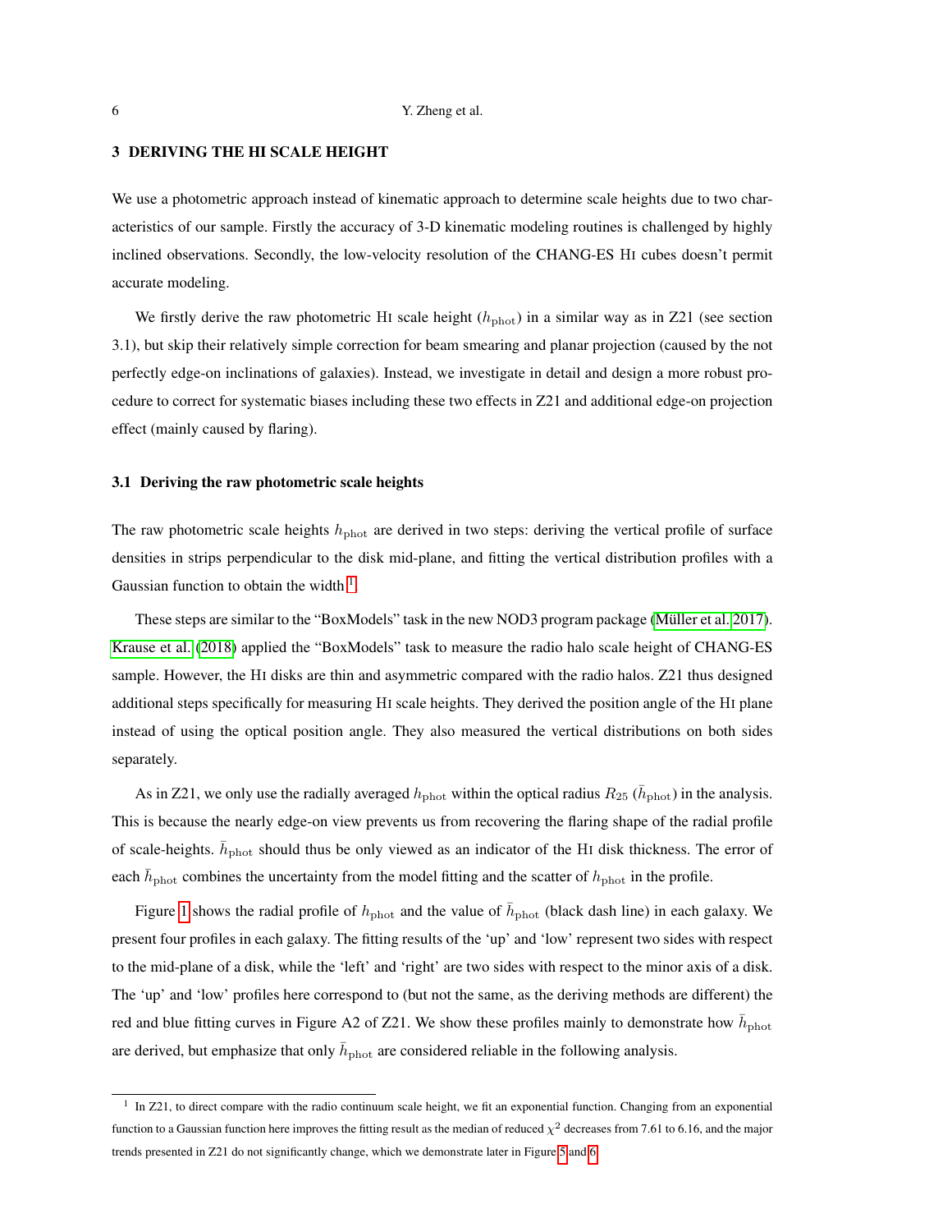## 3 DERIVING THE HI SCALE HEIGHT

We use a photometric approach instead of kinematic approach to determine scale heights due to two characteristics of our sample. Firstly the accuracy of 3-D kinematic modeling routines is challenged by highly inclined observations. Secondly, the low-velocity resolution of the CHANG-ES HI cubes doesn't permit accurate modeling.

We firstly derive the raw photometric HI scale height ($h_{\rm phot}$) in a similar way as in Z21 (see section 3.1), but skip their relatively simple correction for beam smearing and planar projection (caused by the not perfectly edge-on inclinations of galaxies). Instead, we investigate in detail and design a more robust procedure to correct for systematic biases including these two effects in Z21 and additional edge-on projection effect (mainly caused by flaring).

### 3.1 Deriving the raw photometric scale heights

The raw photometric scale heights $h_{\rm phot}$ are derived in two steps: deriving the vertical profile of surface densities in strips perpendicular to the disk mid-plane, and fitting the vertical distribution profiles with a Gaussian function to obtain the width [1].

These steps are similar to the "BoxModels" task in the new NOD3 program package (Müller et al. 2017). Krause et al. (2018) applied the "BoxModels" task to measure the radio halo scale height of CHANG-ES sample. However, the HI disks are thin and asymmetric compared with the radio halos. Z21 thus designed additional steps specifically for measuring HI scale heights. They derived the position angle of the HI plane instead of using the optical position angle. They also measured the vertical distributions on both sides separately.

As in Z21, we only use the radially averaged $h_{\rm phot}$ within the optical radius $R_{25}$ ($\bar{h}_{\rm phot}$) in the analysis. This is because the nearly edge-on view prevents us from recovering the flaring shape of the radial profile of scale-heights. $\bar{h}_{\rm phot}$ should thus be only viewed as an indicator of the HI disk thickness. The error of each $\bar{h}_{\rm phot}$ combines the uncertainty from the model fitting and the scatter of $h_{\rm phot}$ in the profile.

Figure 1 shows the radial profile of $h_{\rm phot}$ and the value of $\bar{h}_{\rm phot}$ (black dash line) in each galaxy. We present four profiles in each galaxy. The fitting results of the 'up' and 'low' represent two sides with respect to the mid-plane of a disk, while the 'left' and 'right' are two sides with respect to the minor axis of a disk. The 'up' and 'low' profiles here correspond to (but not the same, as the deriving methods are different) the red and blue fitting curves in Figure A2 of Z21. We show these profiles mainly to demonstrate how $\bar{h}_{\rm phot}$ are derived, but emphasize that only $\bar{h}_{\rm phot}$ are considered reliable in the following analysis.

---

[1] In Z21, to direct compare with the radio continuum scale height, we fit an exponential function. Changing from an exponential function to a Gaussian function here improves the fitting result as the median of reduced $\chi^2$ decreases from 7.61 to 6.16, and the major trends presented in Z21 do not significantly change, which we demonstrate later in Figure 5 and 6.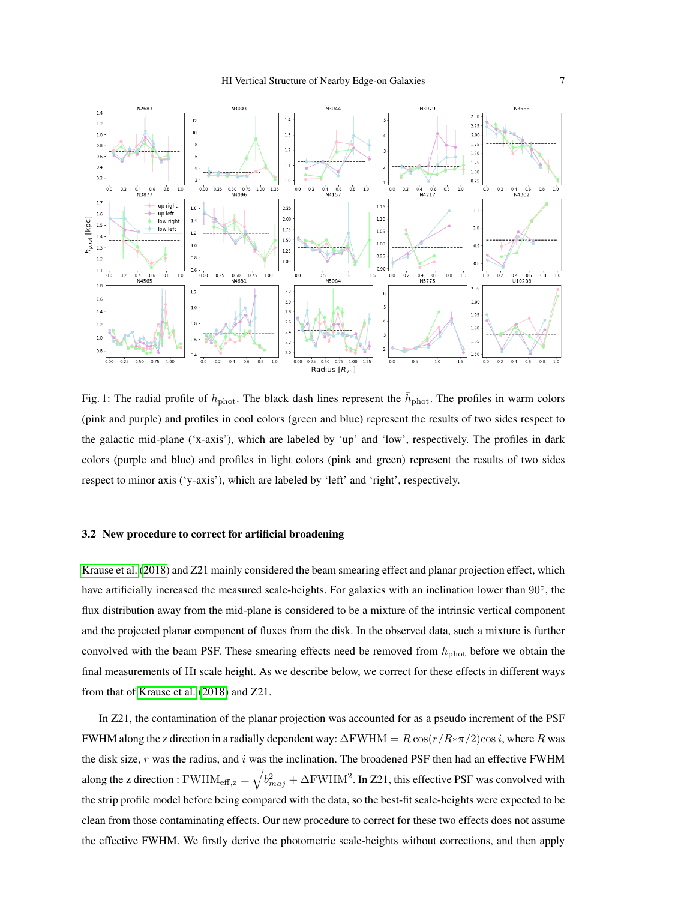Fig. 1: The radial profile of $h_{\rm phot}$. The black dash lines represent the $\bar{h}_{\rm phot}$. The profiles in warm colors (pink and purple) and profiles in cool colors (green and blue) represent the results of two sides respect to the galactic mid-plane ('x-axis'), which are labeled by 'up' and 'low', respectively. The profiles in dark colors (purple and blue) and profiles in light colors (pink and green) represent the results of two sides respect to minor axis ('y-axis'), which are labeled by 'left' and 'right', respectively.

### 3.2 New procedure to correct for artificial broadening

Krause et al. (2018) and Z21 mainly considered the beam smearing effect and planar projection effect, which have artificially increased the measured scale-heights. For galaxies with an inclination lower than 90°, the flux distribution away from the mid-plane is considered to be a mixture of the intrinsic vertical component and the projected planar component of fluxes from the disk. In the observed data, such a mixture is further convolved with the beam PSF. These smearing effects need be removed from $h_{\rm phot}$ before we obtain the final measurements of HI scale height. As we describe below, we correct for these effects in different ways from that of Krause et al. (2018) and Z21.

In Z21, the contamination of the planar projection was accounted for as a pseudo increment of the PSF FWHM along the z direction in a radially dependent way: $\Delta\mathrm{FWHM} = R\cos(r/R*\pi/2)\cos i$, where $R$ was the disk size, $r$ was the radius, and $i$ was the inclination. The broadened PSF then had an effective FWHM along the z direction : $\mathrm{FWHM_{eff,z}} = \sqrt{b_{maj}^2 + \Delta\mathrm{FWHM}^2}$. In Z21, this effective PSF was convolved with the strip profile model before being compared with the data, so the best-fit scale-heights were expected to be clean from those contaminating effects. Our new procedure to correct for these two effects does not assume the effective FWHM. We firstly derive the photometric scale-heights without corrections, and then apply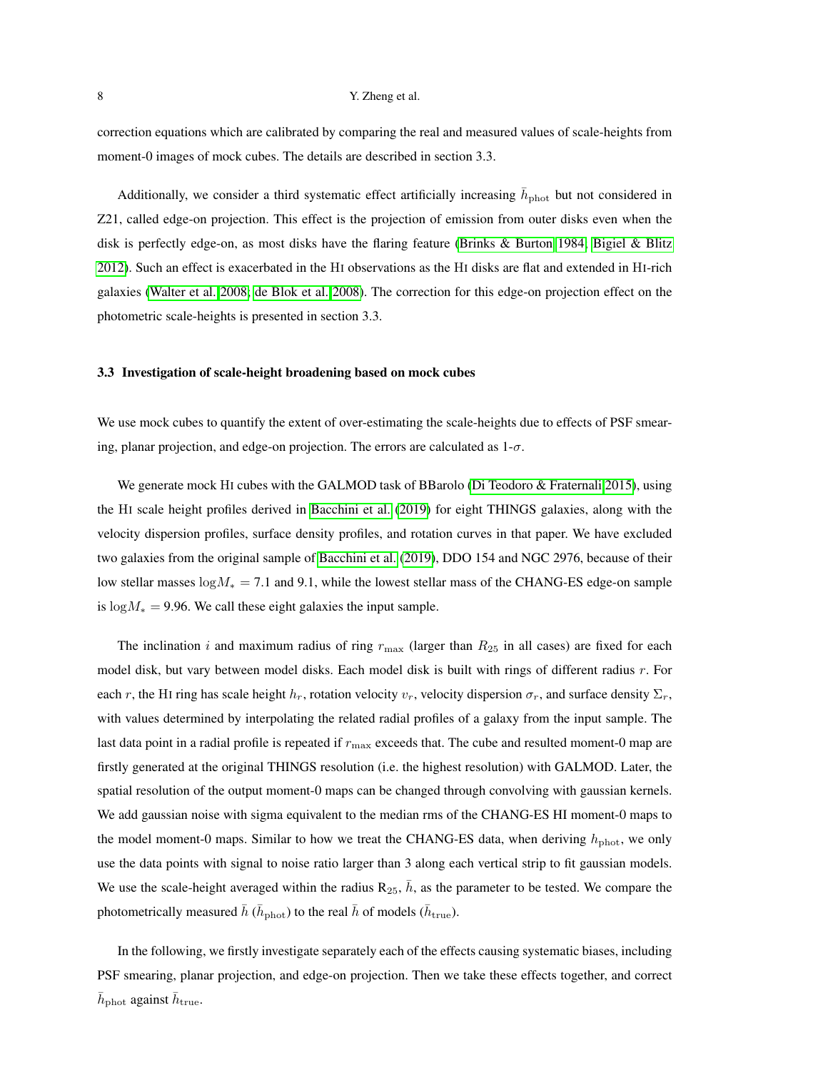correction equations which are calibrated by comparing the real and measured values of scale-heights from moment-0 images of mock cubes. The details are described in section 3.3.

Additionally, we consider a third systematic effect artificially increasing $\bar{h}_{\rm phot}$ but not considered in Z21, called edge-on projection. This effect is the projection of emission from outer disks even when the disk is perfectly edge-on, as most disks have the flaring feature (Brinks & Burton 1984; Bigiel & Blitz 2012). Such an effect is exacerbated in the HI observations as the HI disks are flat and extended in HI-rich galaxies (Walter et al. 2008; de Blok et al. 2008). The correction for this edge-on projection effect on the photometric scale-heights is presented in section 3.3.

### 3.3 Investigation of scale-height broadening based on mock cubes

We use mock cubes to quantify the extent of over-estimating the scale-heights due to effects of PSF smearing, planar projection, and edge-on projection. The errors are calculated as 1-$\sigma$.

We generate mock HI cubes with the GALMOD task of BBarolo (Di Teodoro & Fraternali 2015), using the HI scale height profiles derived in Bacchini et al. (2019) for eight THINGS galaxies, along with the velocity dispersion profiles, surface density profiles, and rotation curves in that paper. We have excluded two galaxies from the original sample of Bacchini et al. (2019), DDO 154 and NGC 2976, because of their low stellar masses $\log M_* = 7.1$ and 9.1, while the lowest stellar mass of the CHANG-ES edge-on sample is $\log M_* = 9.96$. We call these eight galaxies the input sample.

The inclination $i$ and maximum radius of ring $r_{\rm max}$ (larger than $R_{25}$ in all cases) are fixed for each model disk, but vary between model disks. Each model disk is built with rings of different radius $r$. For each $r$, the HI ring has scale height $h_r$, rotation velocity $v_r$, velocity dispersion $\sigma_r$, and surface density $\Sigma_r$, with values determined by interpolating the related radial profiles of a galaxy from the input sample. The last data point in a radial profile is repeated if $r_{\rm max}$ exceeds that. The cube and resulted moment-0 map are firstly generated at the original THINGS resolution (i.e. the highest resolution) with GALMOD. Later, the spatial resolution of the output moment-0 maps can be changed through convolving with gaussian kernels. We add gaussian noise with sigma equivalent to the median rms of the CHANG-ES HI moment-0 maps to the model moment-0 maps. Similar to how we treat the CHANG-ES data, when deriving $h_{\rm phot}$, we only use the data points with signal to noise ratio larger than 3 along each vertical strip to fit gaussian models. We use the scale-height averaged within the radius $R_{25}$, $\bar{h}$, as the parameter to be tested. We compare the photometrically measured $\bar{h}$ ($\bar{h}_{\rm phot}$) to the real $\bar{h}$ of models ($\bar{h}_{\rm true}$).

In the following, we firstly investigate separately each of the effects causing systematic biases, including PSF smearing, planar projection, and edge-on projection. Then we take these effects together, and correct $\bar{h}_{\rm phot}$ against $\bar{h}_{\rm true}$.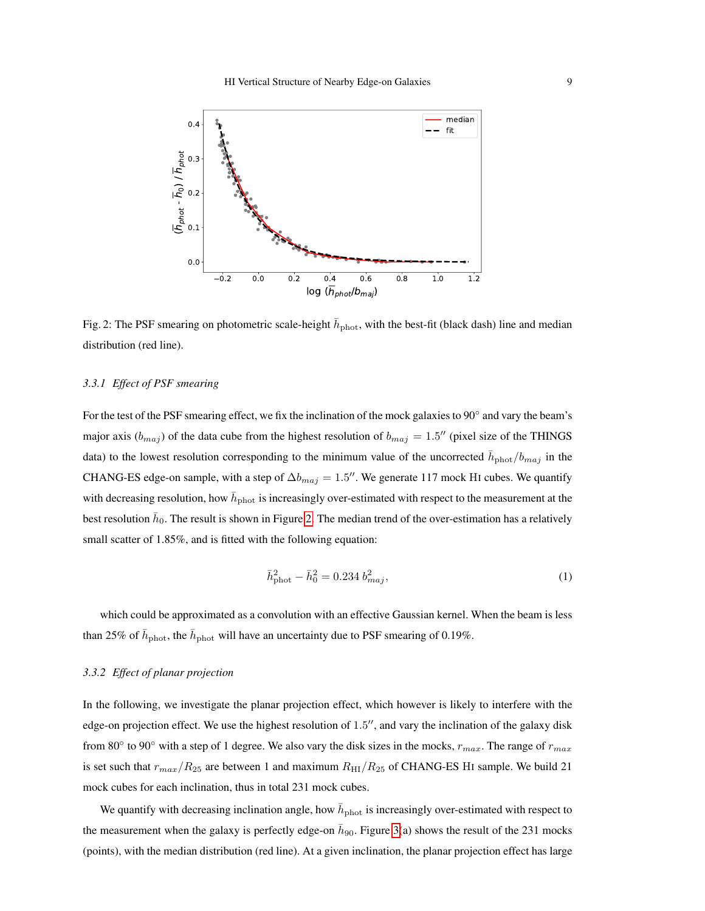Fig. 2: The PSF smearing on photometric scale-height $\bar{h}_{\rm phot}$, with the best-fit (black dash) line and median distribution (red line).

#### 3.3.1 *Effect of PSF smearing*

For the test of the PSF smearing effect, we fix the inclination of the mock galaxies to 90° and vary the beam's major axis ($b_{maj}$) of the data cube from the highest resolution of $b_{maj} = 1.5''$ (pixel size of the THINGS data) to the lowest resolution corresponding to the minimum value of the uncorrected $\bar{h}_{\rm phot}/b_{maj}$ in the CHANG-ES edge-on sample, with a step of $\Delta b_{maj} = 1.5''$. We generate 117 mock HI cubes. We quantify with decreasing resolution, how $\bar{h}_{\rm phot}$ is increasingly over-estimated with respect to the measurement at the best resolution $\bar{h}_0$. The result is shown in Figure 2. The median trend of the over-estimation has a relatively small scatter of 1.85%, and is fitted with the following equation:

$$\bar{h}_{\rm phot}^2 - \bar{h}_0^2 = 0.234\, b_{maj}^2, \tag{1}$$

which could be approximated as a convolution with an effective Gaussian kernel. When the beam is less than 25% of $\bar{h}_{\rm phot}$, the $\bar{h}_{\rm phot}$ will have an uncertainty due to PSF smearing of 0.19%.

#### 3.3.2 *Effect of planar projection*

In the following, we investigate the planar projection effect, which however is likely to interfere with the edge-on projection effect. We use the highest resolution of $1.5''$, and vary the inclination of the galaxy disk from 80° to 90° with a step of 1 degree. We also vary the disk sizes in the mocks, $r_{max}$. The range of $r_{max}$ is set such that $r_{max}/R_{25}$ are between 1 and maximum $R_{\rm HI}/R_{25}$ of CHANG-ES HI sample. We build 21 mock cubes for each inclination, thus in total 231 mock cubes.

We quantify with decreasing inclination angle, how $\bar{h}_{\rm phot}$ is increasingly over-estimated with respect to the measurement when the galaxy is perfectly edge-on $\bar{h}_{90}$. Figure 3(a) shows the result of the 231 mocks (points), with the median distribution (red line). At a given inclination, the planar projection effect has large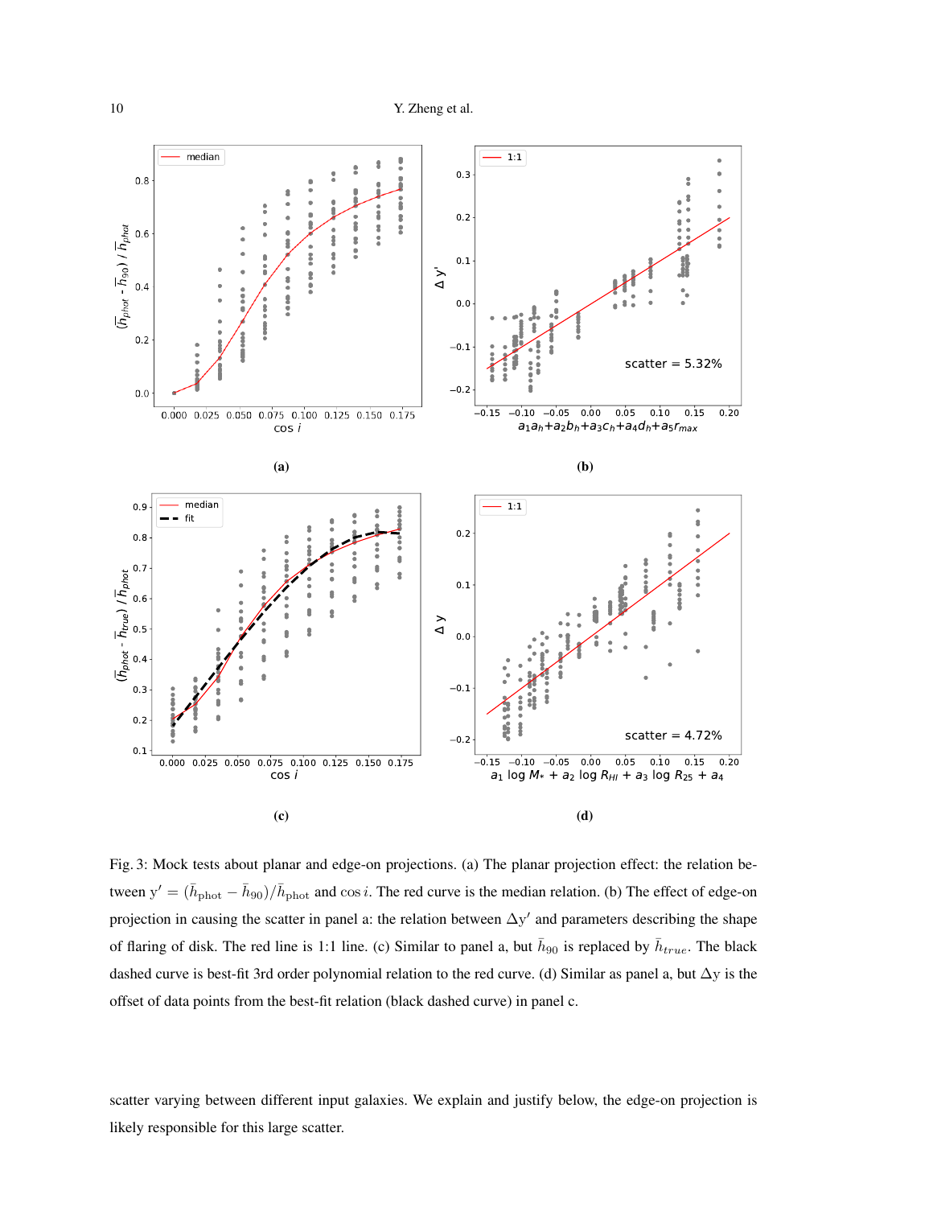Fig. 3: Mock tests about planar and edge-on projections. (a) The planar projection effect: the relation between $y' = (\bar{h}_{\rm phot} - \bar{h}_{90})/\bar{h}_{\rm phot}$ and $\cos i$. The red curve is the median relation. (b) The effect of edge-on projection in causing the scatter in panel a: the relation between $\Delta y'$ and parameters describing the shape of flaring of disk. The red line is 1:1 line. (c) Similar to panel a, but $\bar{h}_{90}$ is replaced by $\bar{h}_{true}$. The black dashed curve is best-fit 3rd order polynomial relation to the red curve. (d) Similar as panel a, but $\Delta$y is the offset of data points from the best-fit relation (black dashed curve) in panel c.

scatter varying between different input galaxies. We explain and justify below, the edge-on projection is likely responsible for this large scatter.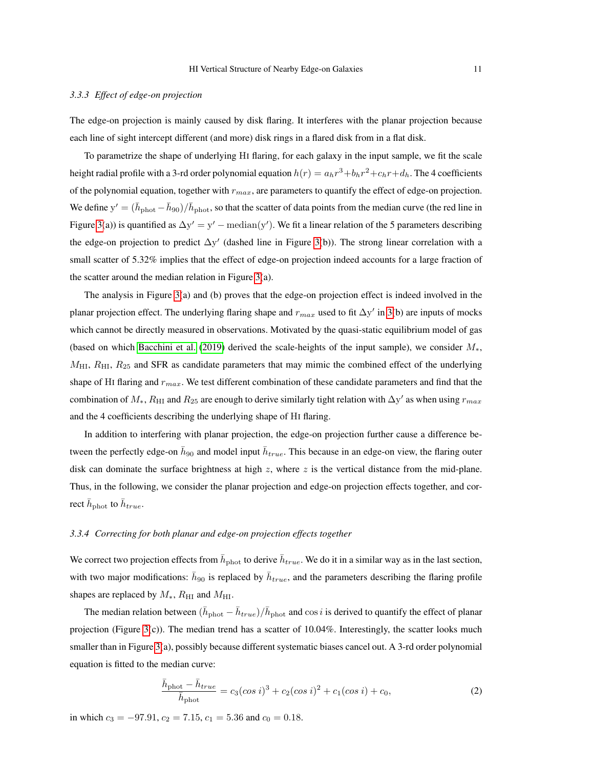### 3.3.3 *Effect of edge-on projection*

The edge-on projection is mainly caused by disk flaring. It interferes with the planar projection because each line of sight intercept different (and more) disk rings in a flared disk from in a flat disk.

To parametrize the shape of underlying HI flaring, for each galaxy in the input sample, we fit the scale height radial profile with a 3-rd order polynomial equation $h(r) = a_h r^3 + b_h r^2 + c_h r + d_h$. The 4 coefficients of the polynomial equation, together with $r_{max}$, are parameters to quantify the effect of edge-on projection. We define $y' = (\bar{h}_{\rm phot} - \bar{h}_{90})/\bar{h}_{\rm phot}$, so that the scatter of data points from the median curve (the red line in Figure 3(a)) is quantified as $\Delta y' = y' - {\rm median}(y')$. We fit a linear relation of the 5 parameters describing the edge-on projection to predict $\Delta y'$ (dashed line in Figure 3(b)). The strong linear correlation with a small scatter of 5.32% implies that the effect of edge-on projection indeed accounts for a large fraction of the scatter around the median relation in Figure 3(a).

The analysis in Figure 3(a) and (b) proves that the edge-on projection effect is indeed involved in the planar projection effect. The underlying flaring shape and $r_{max}$ used to fit $\Delta y'$ in 3(b) are inputs of mocks which cannot be directly measured in observations. Motivated by the quasi-static equilibrium model of gas (based on which Bacchini et al. (2019) derived the scale-heights of the input sample), we consider $M_*$, $M_{\rm HI}$, $R_{\rm HI}$, $R_{25}$ and SFR as candidate parameters that may mimic the combined effect of the underlying shape of HI flaring and $r_{max}$. We test different combination of these candidate parameters and find that the combination of $M_*$, $R_{\rm HI}$ and $R_{25}$ are enough to derive similarly tight relation with $\Delta y'$ as when using $r_{max}$ and the 4 coefficients describing the underlying shape of HI flaring.

In addition to interfering with planar projection, the edge-on projection further cause a difference between the perfectly edge-on $\bar{h}_{90}$ and model input $\bar{h}_{true}$. This because in an edge-on view, the flaring outer disk can dominate the surface brightness at high $z$, where $z$ is the vertical distance from the mid-plane. Thus, in the following, we consider the planar projection and edge-on projection effects together, and correct $\bar{h}_{\rm phot}$ to $\bar{h}_{true}$.

### 3.3.4 *Correcting for both planar and edge-on projection effects together*

We correct two projection effects from $\bar{h}_{\rm phot}$ to derive $\bar{h}_{true}$. We do it in a similar way as in the last section, with two major modifications: $\bar{h}_{90}$ is replaced by $\bar{h}_{true}$, and the parameters describing the flaring profile shapes are replaced by $M_*$, $R_{\rm HI}$ and $M_{\rm HI}$.

The median relation between $(\bar{h}_{\rm phot} - \bar{h}_{true})/\bar{h}_{\rm phot}$ and $\cos i$ is derived to quantify the effect of planar projection (Figure 3(c)). The median trend has a scatter of 10.04%. Interestingly, the scatter looks much smaller than in Figure 3(a), possibly because different systematic biases cancel out. A 3-rd order polynomial equation is fitted to the median curve:

$$\frac{\bar{h}_{\rm phot} - \bar{h}_{true}}{\bar{h}_{\rm phot}} = c_3 (cos\ i)^3 + c_2 (cos\ i)^2 + c_1 (cos\ i) + c_0, \tag{2}$$

in which $c_3 = -97.91$, $c_2 = 7.15$, $c_1 = 5.36$ and $c_0 = 0.18$.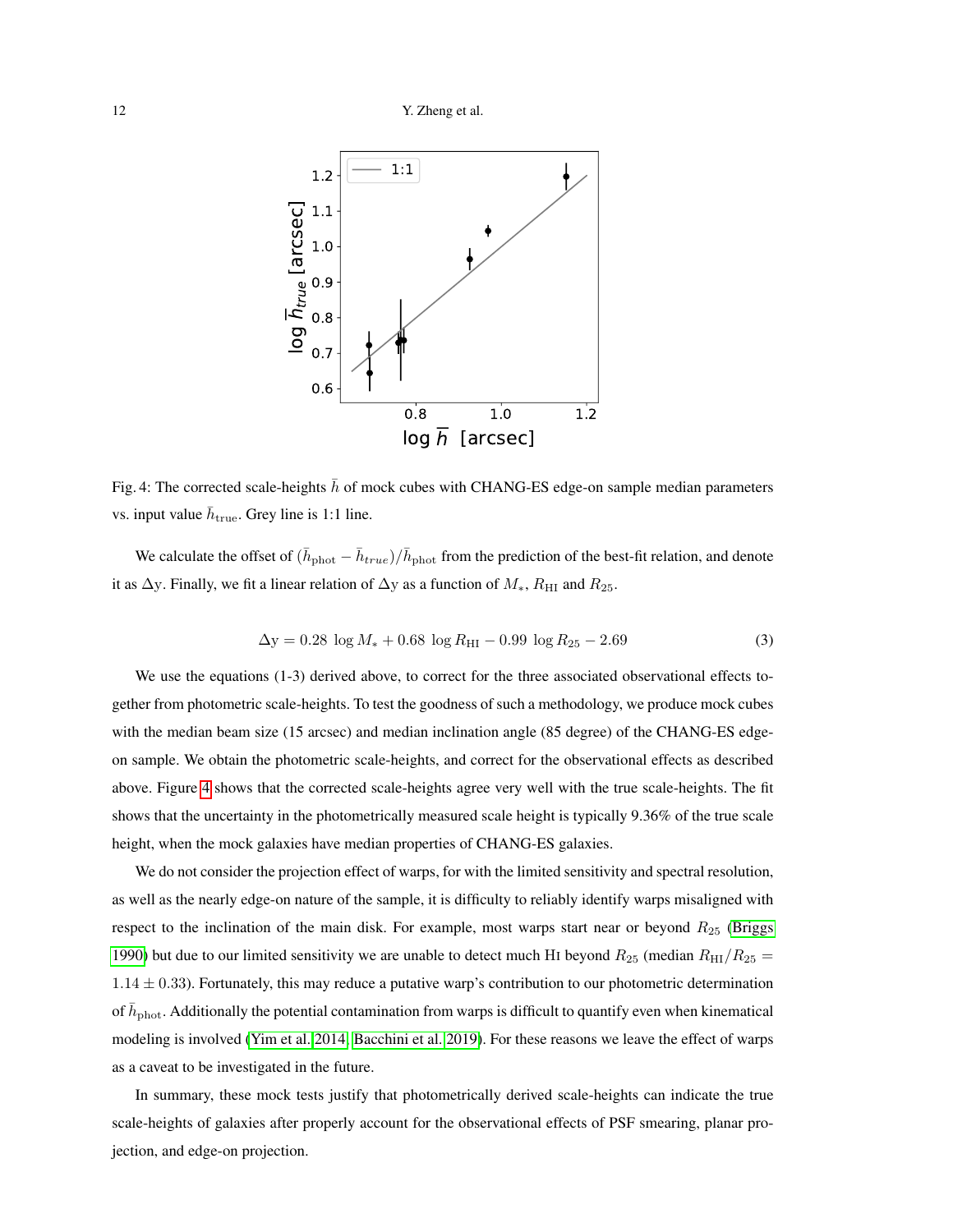Fig. 4: The corrected scale-heights $\bar{h}$ of mock cubes with CHANG-ES edge-on sample median parameters vs. input value $\bar{h}_{\rm true}$. Grey line is 1:1 line.

We calculate the offset of $(\bar{h}_{\rm phot} - \bar{h}_{true})/\bar{h}_{\rm phot}$ from the prediction of the best-fit relation, and denote it as $\Delta$y. Finally, we fit a linear relation of $\Delta$y as a function of $M_*$, $R_{\rm HI}$ and $R_{25}$.

$$\Delta {\rm y} = 0.28 \ \log M_* + 0.68 \ \log R_{\rm HI} - 0.99 \ \log R_{25} - 2.69 \tag{3}$$

We use the equations (1-3) derived above, to correct for the three associated observational effects together from photometric scale-heights. To test the goodness of such a methodology, we produce mock cubes with the median beam size (15 arcsec) and median inclination angle (85 degree) of the CHANG-ES edge-on sample. We obtain the photometric scale-heights, and correct for the observational effects as described above. Figure 4 shows that the corrected scale-heights agree very well with the true scale-heights. The fit shows that the uncertainty in the photometrically measured scale height is typically 9.36% of the true scale height, when the mock galaxies have median properties of CHANG-ES galaxies.

We do not consider the projection effect of warps, for with the limited sensitivity and spectral resolution, as well as the nearly edge-on nature of the sample, it is difficulty to reliably identify warps misaligned with respect to the inclination of the main disk. For example, most warps start near or beyond $R_{25}$ (Briggs 1990) but due to our limited sensitivity we are unable to detect much HI beyond $R_{25}$ (median $R_{\rm HI}/R_{25} = 1.14 \pm 0.33$). Fortunately, this may reduce a putative warp's contribution to our photometric determination of $\bar{h}_{\rm phot}$. Additionally the potential contamination from warps is difficult to quantify even when kinematical modeling is involved (Yim et al. 2014; Bacchini et al. 2019). For these reasons we leave the effect of warps as a caveat to be investigated in the future.

In summary, these mock tests justify that photometrically derived scale-heights can indicate the true scale-heights of galaxies after properly account for the observational effects of PSF smearing, planar projection, and edge-on projection.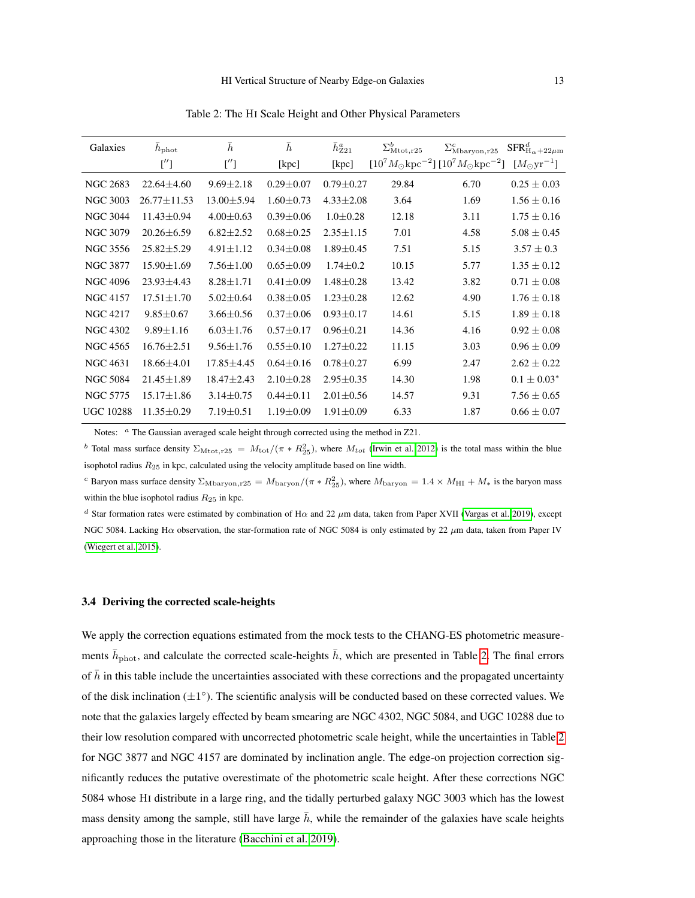Table 2: The HI Scale Height and Other Physical Parameters

| Galaxies | $\bar{h}_{\rm phot}$ [$''$] | $\bar{h}$ [$''$] | $\bar{h}$ [kpc] | $\bar{h}^a_{\rm Z21}$ [kpc] | $\Sigma^b_{\rm Mtot,r25}$ [$10^7 M_\odot {\rm kpc}^{-2}$] | $\Sigma^c_{\rm Mbaryon,r25}$ [$10^7 M_\odot {\rm kpc}^{-2}$] | ${\rm SFR}^d_{{\rm H}_\alpha+22\mu m}$ [$M_\odot {\rm yr}^{-1}$] |
|---|---|---|---|---|---|---|---|
| NGC 2683 | 22.64±4.60 | 9.69±2.18 | 0.29±0.07 | 0.79±0.27 | 29.84 | 6.70 | 0.25 ± 0.03 |
| NGC 3003 | 26.77±11.53 | 13.00±5.94 | 1.60±0.73 | 4.33±2.08 | 3.64 | 1.69 | 1.56 ± 0.16 |
| NGC 3044 | 11.43±0.94 | 4.00±0.63 | 0.39±0.06 | 1.0±0.28 | 12.18 | 3.11 | 1.75 ± 0.16 |
| NGC 3079 | 20.26±6.59 | 6.82±2.52 | 0.68±0.25 | 2.35±1.15 | 7.01 | 4.58 | 5.08 ± 0.45 |
| NGC 3556 | 25.82±5.29 | 4.91±1.12 | 0.34±0.08 | 1.89±0.45 | 7.51 | 5.15 | 3.57 ± 0.3 |
| NGC 3877 | 15.90±1.69 | 7.56±1.00 | 0.65±0.09 | 1.74±0.2 | 10.15 | 5.77 | 1.35 ± 0.12 |
| NGC 4096 | 23.93±4.43 | 8.28±1.71 | 0.41±0.09 | 1.48±0.28 | 13.42 | 3.82 | 0.71 ± 0.08 |
| NGC 4157 | 17.51±1.70 | 5.02±0.64 | 0.38±0.05 | 1.23±0.28 | 12.62 | 4.90 | 1.76 ± 0.18 |
| NGC 4217 | 9.85±0.67 | 3.66±0.56 | 0.37±0.06 | 0.93±0.17 | 14.61 | 5.15 | 1.89 ± 0.18 |
| NGC 4302 | 9.89±1.16 | 6.03±1.76 | 0.57±0.17 | 0.96±0.21 | 14.36 | 4.16 | 0.92 ± 0.08 |
| NGC 4565 | 16.76±2.51 | 9.56±1.76 | 0.55±0.10 | 1.27±0.22 | 11.15 | 3.03 | 0.96 ± 0.09 |
| NGC 4631 | 18.66±4.01 | 17.85±4.45 | 0.64±0.16 | 0.78±0.27 | 6.99 | 2.47 | 2.62 ± 0.22 |
| NGC 5084 | 21.45±1.89 | 18.47±2.43 | 2.10±0.28 | 2.95±0.35 | 14.30 | 1.98 | 0.1 ± 0.03* |
| NGC 5775 | 15.17±1.86 | 3.14±0.75 | 0.44±0.11 | 2.01±0.56 | 14.57 | 9.31 | 7.56 ± 0.65 |
| UGC 10288 | 11.35±0.29 | 7.19±0.51 | 1.19±0.09 | 1.91±0.09 | 6.33 | 1.87 | 0.66 ± 0.07 |

Notes: [a] The Gaussian averaged scale height through corrected using the method in Z21.

[b] Total mass surface density $\Sigma_{\rm Mtot,r25} = M_{\rm tot}/(\pi * R_{25}^2)$, where $M_{tot}$ (Irwin et al. 2012) is the total mass within the blue isophotol radius $R_{25}$ in kpc, calculated using the velocity amplitude based on line width.

[c] Baryon mass surface density $\Sigma_{\rm Mbaryon,r25} = M_{\rm baryon}/(\pi * R_{25}^2)$, where $M_{\rm baryon} = 1.4 \times M_{\rm HI} + M_*$ is the baryon mass within the blue isophotol radius $R_{25}$ in kpc.

[d] Star formation rates were estimated by combination of H$\alpha$ and 22 $\mu$m data, taken from Paper XVII (Vargas et al. 2019), except NGC 5084. Lacking H$\alpha$ observation, the star-formation rate of NGC 5084 is only estimated by 22 $\mu$m data, taken from Paper IV (Wiegert et al. 2015).

### 3.4 Deriving the corrected scale-heights

We apply the correction equations estimated from the mock tests to the CHANG-ES photometric measurements $\bar{h}_{\rm phot}$, and calculate the corrected scale-heights $\bar{h}$, which are presented in Table 2. The final errors of $\bar{h}$ in this table include the uncertainties associated with these corrections and the propagated uncertainty of the disk inclination ($\pm 1^\circ$). The scientific analysis will be conducted based on these corrected values. We note that the galaxies largely effected by beam smearing are NGC 4302, NGC 5084, and UGC 10288 due to their low resolution compared with uncorrected photometric scale height, while the uncertainties in Table 2 for NGC 3877 and NGC 4157 are dominated by inclination angle. The edge-on projection correction significantly reduces the putative overestimate of the photometric scale height. After these corrections NGC 5084 whose HI distribute in a large ring, and the tidally perturbed galaxy NGC 3003 which has the lowest mass density among the sample, still have large $\bar{h}$, while the remainder of the galaxies have scale heights approaching those in the literature (Bacchini et al. 2019).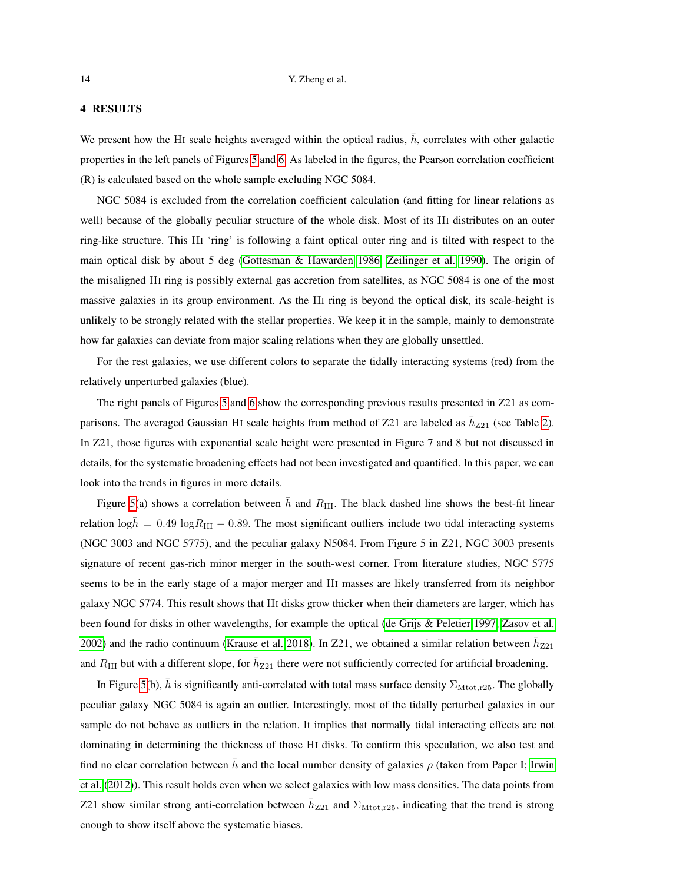## 4 RESULTS

We present how the HI scale heights averaged within the optical radius, $\bar{h}$, correlates with other galactic properties in the left panels of Figures 5 and 6. As labeled in the figures, the Pearson correlation coefficient (R) is calculated based on the whole sample excluding NGC 5084.

NGC 5084 is excluded from the correlation coefficient calculation (and fitting for linear relations as well) because of the globally peculiar structure of the whole disk. Most of its HI distributes on an outer ring-like structure. This HI 'ring' is following a faint optical outer ring and is tilted with respect to the main optical disk by about 5 deg (Gottesman & Hawarden 1986; Zeilinger et al. 1990). The origin of the misaligned HI ring is possibly external gas accretion from satellites, as NGC 5084 is one of the most massive galaxies in its group environment. As the HI ring is beyond the optical disk, its scale-height is unlikely to be strongly related with the stellar properties. We keep it in the sample, mainly to demonstrate how far galaxies can deviate from major scaling relations when they are globally unsettled.

For the rest galaxies, we use different colors to separate the tidally interacting systems (red) from the relatively unperturbed galaxies (blue).

The right panels of Figures 5 and 6 show the corresponding previous results presented in Z21 as comparisons. The averaged Gaussian HI scale heights from method of Z21 are labeled as $\bar{h}_{\rm Z21}$ (see Table 2). In Z21, those figures with exponential scale height were presented in Figure 7 and 8 but not discussed in details, for the systematic broadening effects had not been investigated and quantified. In this paper, we can look into the trends in figures in more details.

Figure 5(a) shows a correlation between $\bar{h}$ and $R_{\rm HI}$. The black dashed line shows the best-fit linear relation $\log\bar{h} = 0.49\,\log R_{\rm HI} - 0.89$. The most significant outliers include two tidal interacting systems (NGC 3003 and NGC 5775), and the peculiar galaxy N5084. From Figure 5 in Z21, NGC 3003 presents signature of recent gas-rich minor merger in the south-west corner. From literature studies, NGC 5775 seems to be in the early stage of a major merger and HI masses are likely transferred from its neighbor galaxy NGC 5774. This result shows that HI disks grow thicker when their diameters are larger, which has been found for disks in other wavelengths, for example the optical (de Grijs & Peletier 1997; Zasov et al. 2002) and the radio continuum (Krause et al. 2018). In Z21, we obtained a similar relation between $\bar{h}_{\rm Z21}$ and $R_{\rm HI}$ but with a different slope, for $\bar{h}_{\rm Z21}$ there were not sufficiently corrected for artificial broadening.

In Figure 5(b), $\bar{h}$ is significantly anti-correlated with total mass surface density $\Sigma_{\rm Mtot,r25}$. The globally peculiar galaxy NGC 5084 is again an outlier. Interestingly, most of the tidally perturbed galaxies in our sample do not behave as outliers in the relation. It implies that normally tidal interacting effects are not dominating in determining the thickness of those HI disks. To confirm this speculation, we also test and find no clear correlation between $\bar{h}$ and the local number density of galaxies $\rho$ (taken from Paper I; Irwin et al. (2012)). This result holds even when we select galaxies with low mass densities. The data points from Z21 show similar strong anti-correlation between $\bar{h}_{\rm Z21}$ and $\Sigma_{\rm Mtot,r25}$, indicating that the trend is strong enough to show itself above the systematic biases.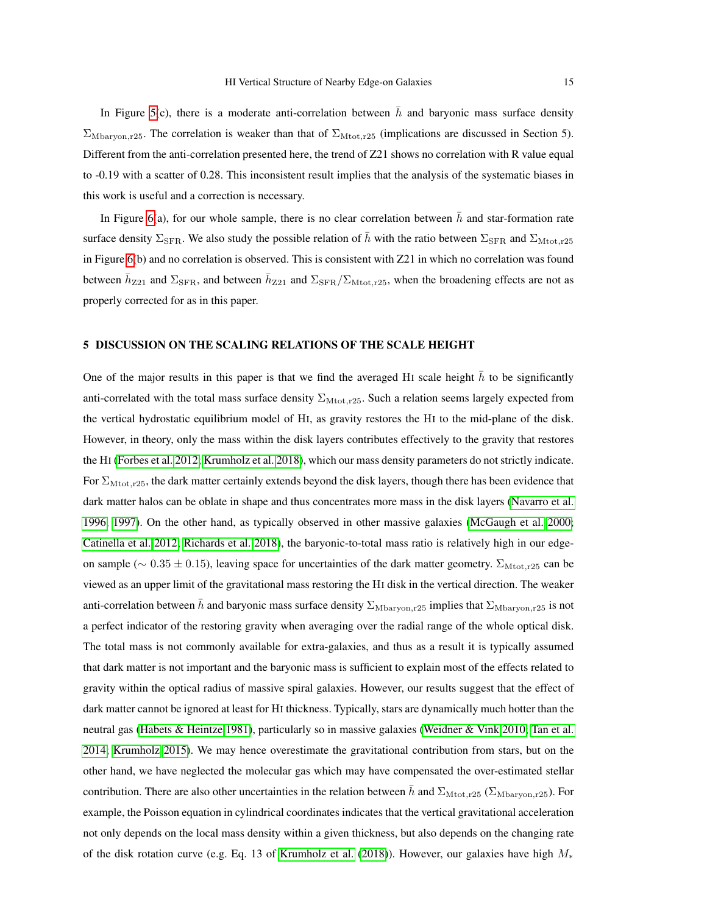In Figure 5(c), there is a moderate anti-correlation between $\bar{h}$ and baryonic mass surface density $\Sigma_{\rm Mbaryon,r25}$. The correlation is weaker than that of $\Sigma_{\rm Mtot,r25}$ (implications are discussed in Section 5). Different from the anti-correlation presented here, the trend of Z21 shows no correlation with R value equal to -0.19 with a scatter of 0.28. This inconsistent result implies that the analysis of the systematic biases in this work is useful and a correction is necessary.

In Figure 6(a), for our whole sample, there is no clear correlation between $\bar{h}$ and star-formation rate surface density $\Sigma_{\rm SFR}$. We also study the possible relation of $\bar{h}$ with the ratio between $\Sigma_{\rm SFR}$ and $\Sigma_{\rm Mtot,r25}$ in Figure 6(b) and no correlation is observed. This is consistent with Z21 in which no correlation was found between $\bar{h}_{\rm Z21}$ and $\Sigma_{\rm SFR}$, and between $\bar{h}_{\rm Z21}$ and $\Sigma_{\rm SFR}/\Sigma_{\rm Mtot,r25}$, when the broadening effects are not as properly corrected for as in this paper.

## 5 DISCUSSION ON THE SCALING RELATIONS OF THE SCALE HEIGHT

One of the major results in this paper is that we find the averaged HI scale height $\bar{h}$ to be significantly anti-correlated with the total mass surface density $\Sigma_{\rm Mtot,r25}$. Such a relation seems largely expected from the vertical hydrostatic equilibrium model of HI, as gravity restores the HI to the mid-plane of the disk. However, in theory, only the mass within the disk layers contributes effectively to the gravity that restores the HI (Forbes et al. 2012; Krumholz et al. 2018), which our mass density parameters do not strictly indicate. For $\Sigma_{\rm Mtot,r25}$, the dark matter certainly extends beyond the disk layers, though there has been evidence that dark matter halos can be oblate in shape and thus concentrates more mass in the disk layers (Navarro et al. 1996, 1997). On the other hand, as typically observed in other massive galaxies (McGaugh et al. 2000; Catinella et al. 2012; Richards et al. 2018), the baryonic-to-total mass ratio is relatively high in our edge-on sample ($\sim 0.35 \pm 0.15$), leaving space for uncertainties of the dark matter geometry. $\Sigma_{\rm Mtot,r25}$ can be viewed as an upper limit of the gravitational mass restoring the HI disk in the vertical direction. The weaker anti-correlation between $\bar{h}$ and baryonic mass surface density $\Sigma_{\rm Mbaryon,r25}$ implies that $\Sigma_{\rm Mbaryon,r25}$ is not a perfect indicator of the restoring gravity when averaging over the radial range of the whole optical disk. The total mass is not commonly available for extra-galaxies, and thus as a result it is typically assumed that dark matter is not important and the baryonic mass is sufficient to explain most of the effects related to gravity within the optical radius of massive spiral galaxies. However, our results suggest that the effect of dark matter cannot be ignored at least for HI thickness. Typically, stars are dynamically much hotter than the neutral gas (Habets & Heintze 1981), particularly so in massive galaxies (Weidner & Vink 2010; Tan et al. 2014; Krumholz 2015). We may hence overestimate the gravitational contribution from stars, but on the other hand, we have neglected the molecular gas which may have compensated the over-estimated stellar contribution. There are also other uncertainties in the relation between $\bar{h}$ and $\Sigma_{\rm Mtot,r25}$ ($\Sigma_{\rm Mbaryon,r25}$). For example, the Poisson equation in cylindrical coordinates indicates that the vertical gravitational acceleration not only depends on the local mass density within a given thickness, but also depends on the changing rate of the disk rotation curve (e.g. Eq. 13 of Krumholz et al. (2018)). However, our galaxies have high $M_*$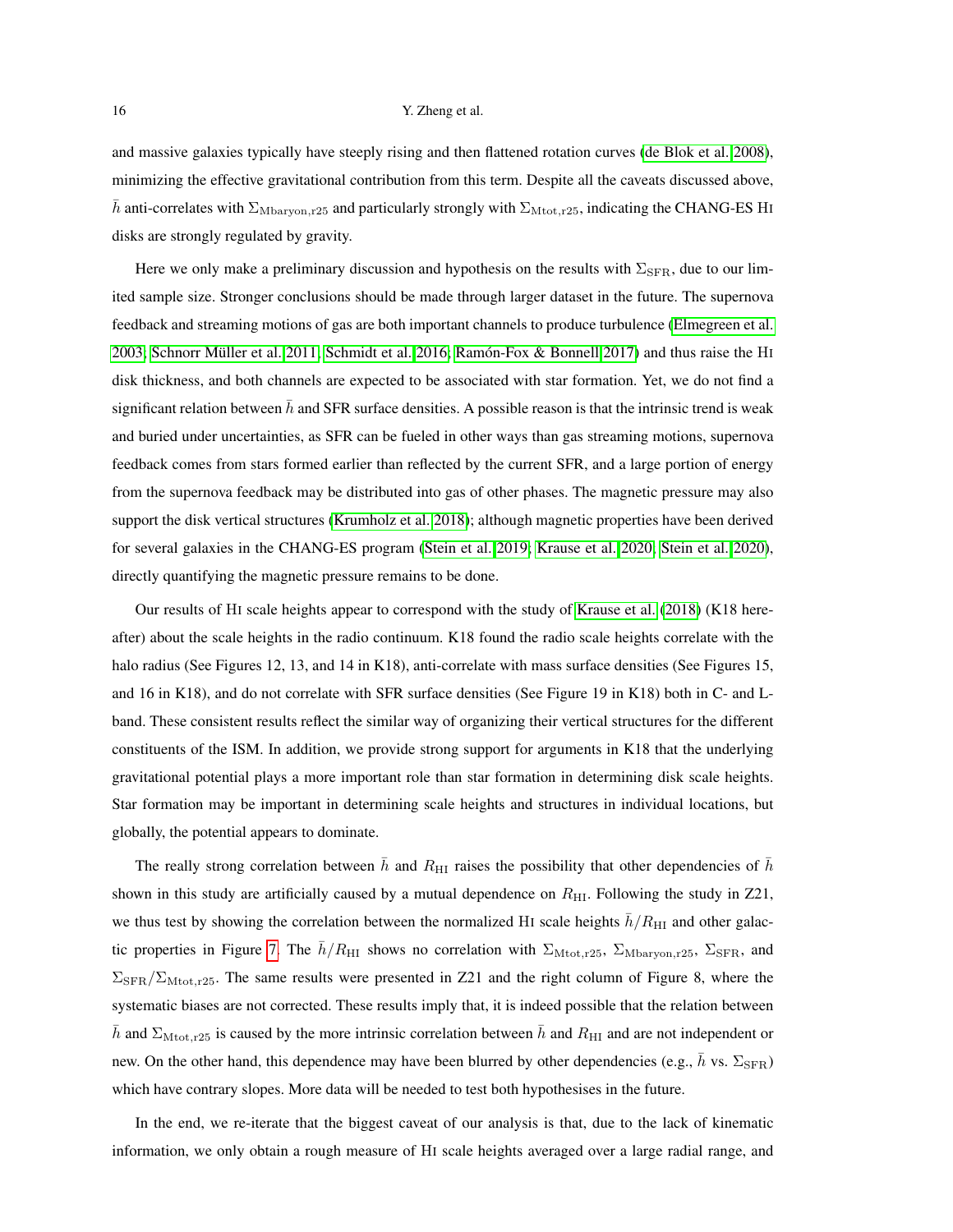and massive galaxies typically have steeply rising and then flattened rotation curves (de Blok et al. 2008), minimizing the effective gravitational contribution from this term. Despite all the caveats discussed above, $\bar{h}$ anti-correlates with $\Sigma_{\rm Mbaryon,r25}$ and particularly strongly with $\Sigma_{\rm Mtot,r25}$, indicating the CHANG-ES HI disks are strongly regulated by gravity.

Here we only make a preliminary discussion and hypothesis on the results with $\Sigma_{\rm SFR}$, due to our limited sample size. Stronger conclusions should be made through larger dataset in the future. The supernova feedback and streaming motions of gas are both important channels to produce turbulence (Elmegreen et al. 2003; Schnorr Müller et al. 2011; Schmidt et al. 2016; Ramón-Fox & Bonnell 2017) and thus raise the HI disk thickness, and both channels are expected to be associated with star formation. Yet, we do not find a significant relation between $\bar{h}$ and SFR surface densities. A possible reason is that the intrinsic trend is weak and buried under uncertainties, as SFR can be fueled in other ways than gas streaming motions, supernova feedback comes from stars formed earlier than reflected by the current SFR, and a large portion of energy from the supernova feedback may be distributed into gas of other phases. The magnetic pressure may also support the disk vertical structures (Krumholz et al. 2018); although magnetic properties have been derived for several galaxies in the CHANG-ES program (Stein et al. 2019; Krause et al. 2020; Stein et al. 2020), directly quantifying the magnetic pressure remains to be done.

Our results of HI scale heights appear to correspond with the study of Krause et al. (2018) (K18 hereafter) about the scale heights in the radio continuum. K18 found the radio scale heights correlate with the halo radius (See Figures 12, 13, and 14 in K18), anti-correlate with mass surface densities (See Figures 15, and 16 in K18), and do not correlate with SFR surface densities (See Figure 19 in K18) both in C- and L-band. These consistent results reflect the similar way of organizing their vertical structures for the different constituents of the ISM. In addition, we provide strong support for arguments in K18 that the underlying gravitational potential plays a more important role than star formation in determining disk scale heights. Star formation may be important in determining scale heights and structures in individual locations, but globally, the potential appears to dominate.

The really strong correlation between $\bar{h}$ and $R_{\rm HI}$ raises the possibility that other dependencies of $\bar{h}$ shown in this study are artificially caused by a mutual dependence on $R_{\rm HI}$. Following the study in Z21, we thus test by showing the correlation between the normalized HI scale heights $\bar{h}/R_{\rm HI}$ and other galactic properties in Figure 7. The $\bar{h}/R_{\rm HI}$ shows no correlation with $\Sigma_{\rm Mtot,r25}$, $\Sigma_{\rm Mbaryon,r25}$, $\Sigma_{\rm SFR}$, and $\Sigma_{\rm SFR}/\Sigma_{\rm Mtot,r25}$. The same results were presented in Z21 and the right column of Figure 8, where the systematic biases are not corrected. These results imply that, it is indeed possible that the relation between $\bar{h}$ and $\Sigma_{\rm Mtot,r25}$ is caused by the more intrinsic correlation between $\bar{h}$ and $R_{\rm HI}$ and are not independent or new. On the other hand, this dependence may have been blurred by other dependencies (e.g., $\bar{h}$ vs. $\Sigma_{\rm SFR}$) which have contrary slopes. More data will be needed to test both hypothesises in the future.

In the end, we re-iterate that the biggest caveat of our analysis is that, due to the lack of kinematic information, we only obtain a rough measure of HI scale heights averaged over a large radial range, and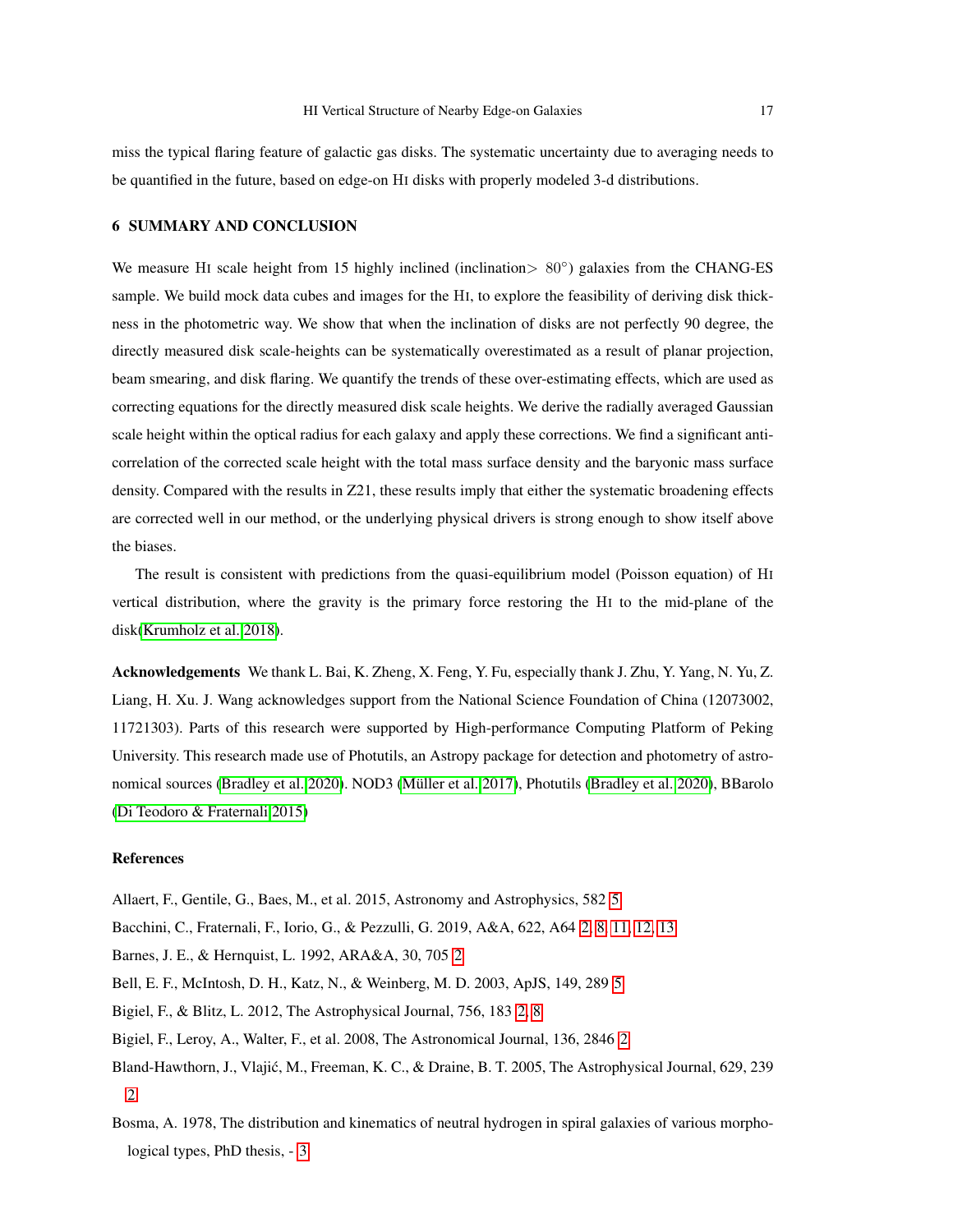miss the typical flaring feature of galactic gas disks. The systematic uncertainty due to averaging needs to be quantified in the future, based on edge-on HI disks with properly modeled 3-d distributions.

## 6 SUMMARY AND CONCLUSION

We measure HI scale height from 15 highly inclined (inclination$> 80^{\circ}$) galaxies from the CHANG-ES sample. We build mock data cubes and images for the HI, to explore the feasibility of deriving disk thickness in the photometric way. We show that when the inclination of disks are not perfectly 90 degree, the directly measured disk scale-heights can be systematically overestimated as a result of planar projection, beam smearing, and disk flaring. We quantify the trends of these over-estimating effects, which are used as correcting equations for the directly measured disk scale heights. We derive the radially averaged Gaussian scale height within the optical radius for each galaxy and apply these corrections. We find a significant anti-correlation of the corrected scale height with the total mass surface density and the baryonic mass surface density. Compared with the results in Z21, these results imply that either the systematic broadening effects are corrected well in our method, or the underlying physical drivers is strong enough to show itself above the biases.

The result is consistent with predictions from the quasi-equilibrium model (Poisson equation) of HI vertical distribution, where the gravity is the primary force restoring the HI to the mid-plane of the disk(Krumholz et al. 2018).

**Acknowledgements** We thank L. Bai, K. Zheng, X. Feng, Y. Fu, especially thank J. Zhu, Y. Yang, N. Yu, Z. Liang, H. Xu. J. Wang acknowledges support from the National Science Foundation of China (12073002, 11721303). Parts of this research were supported by High-performance Computing Platform of Peking University. This research made use of Photutils, an Astropy package for detection and photometry of astronomical sources (Bradley et al. 2020). NOD3 (Müller et al. 2017), Photutils (Bradley et al. 2020), BBarolo (Di Teodoro & Fraternali 2015)

## References

Allaert, F., Gentile, G., Baes, M., et al. 2015, Astronomy and Astrophysics, 582 5

Bacchini, C., Fraternali, F., Iorio, G., & Pezzulli, G. 2019, A&A, 622, A64 2, 8, 11, 12, 13

Barnes, J. E., & Hernquist, L. 1992, ARA&A, 30, 705 2

Bell, E. F., McIntosh, D. H., Katz, N., & Weinberg, M. D. 2003, ApJS, 149, 289 5

Bigiel, F., & Blitz, L. 2012, The Astrophysical Journal, 756, 183 2, 8

Bigiel, F., Leroy, A., Walter, F., et al. 2008, The Astronomical Journal, 136, 2846 2

Bland-Hawthorn, J., Vlajić, M., Freeman, K. C., & Draine, B. T. 2005, The Astrophysical Journal, 629, 239 2

Bosma, A. 1978, The distribution and kinematics of neutral hydrogen in spiral galaxies of various morphological types, PhD thesis, - 3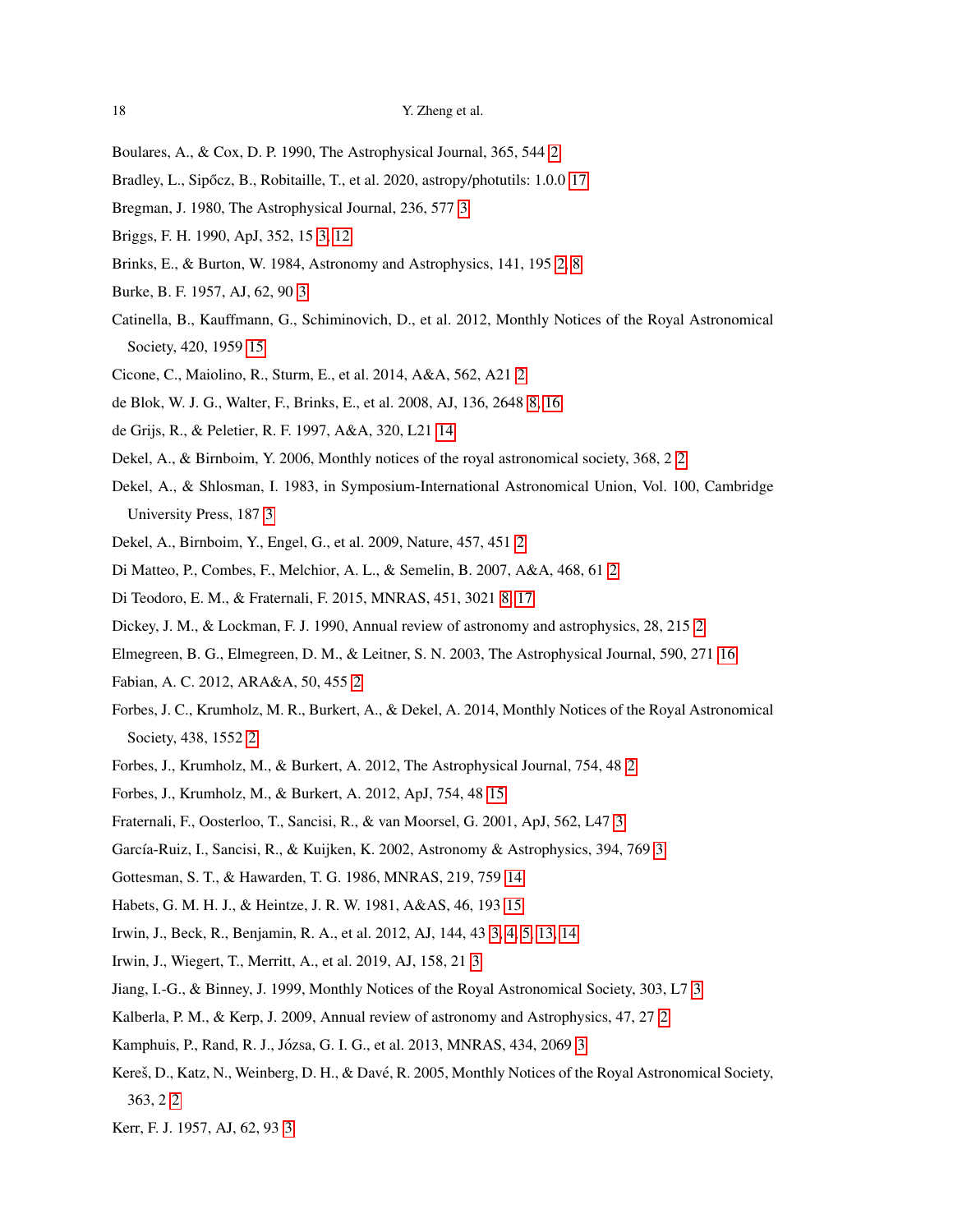Boulares, A., & Cox, D. P. 1990, The Astrophysical Journal, 365, 544 2

Bradley, L., Sipőcz, B., Robitaille, T., et al. 2020, astropy/photutils: 1.0.0 17

Bregman, J. 1980, The Astrophysical Journal, 236, 577 3

Briggs, F. H. 1990, ApJ, 352, 15 3, 12

Brinks, E., & Burton, W. 1984, Astronomy and Astrophysics, 141, 195 2, 8

Burke, B. F. 1957, AJ, 62, 90 3

Catinella, B., Kauffmann, G., Schiminovich, D., et al. 2012, Monthly Notices of the Royal Astronomical Society, 420, 1959 15

Cicone, C., Maiolino, R., Sturm, E., et al. 2014, A&A, 562, A21 2

de Blok, W. J. G., Walter, F., Brinks, E., et al. 2008, AJ, 136, 2648 8, 16

de Grijs, R., & Peletier, R. F. 1997, A&A, 320, L21 14

Dekel, A., & Birnboim, Y. 2006, Monthly notices of the royal astronomical society, 368, 2 2

Dekel, A., & Shlosman, I. 1983, in Symposium-International Astronomical Union, Vol. 100, Cambridge University Press, 187 3

Dekel, A., Birnboim, Y., Engel, G., et al. 2009, Nature, 457, 451 2

Di Matteo, P., Combes, F., Melchior, A. L., & Semelin, B. 2007, A&A, 468, 61 2

Di Teodoro, E. M., & Fraternali, F. 2015, MNRAS, 451, 3021 8, 17

Dickey, J. M., & Lockman, F. J. 1990, Annual review of astronomy and astrophysics, 28, 215 2

Elmegreen, B. G., Elmegreen, D. M., & Leitner, S. N. 2003, The Astrophysical Journal, 590, 271 16

Fabian, A. C. 2012, ARA&A, 50, 455 2

Forbes, J. C., Krumholz, M. R., Burkert, A., & Dekel, A. 2014, Monthly Notices of the Royal Astronomical Society, 438, 1552 2

Forbes, J., Krumholz, M., & Burkert, A. 2012, The Astrophysical Journal, 754, 48 2

Forbes, J., Krumholz, M., & Burkert, A. 2012, ApJ, 754, 48 15

Fraternali, F., Oosterloo, T., Sancisi, R., & van Moorsel, G. 2001, ApJ, 562, L47 3

García-Ruiz, I., Sancisi, R., & Kuijken, K. 2002, Astronomy & Astrophysics, 394, 769 3

Gottesman, S. T., & Hawarden, T. G. 1986, MNRAS, 219, 759 14

Habets, G. M. H. J., & Heintze, J. R. W. 1981, A&AS, 46, 193 15

Irwin, J., Beck, R., Benjamin, R. A., et al. 2012, AJ, 144, 43 3, 4, 5, 13, 14

Irwin, J., Wiegert, T., Merritt, A., et al. 2019, AJ, 158, 21 3

Jiang, I.-G., & Binney, J. 1999, Monthly Notices of the Royal Astronomical Society, 303, L7 3

Kalberla, P. M., & Kerp, J. 2009, Annual review of astronomy and Astrophysics, 47, 27 2

Kamphuis, P., Rand, R. J., Józsa, G. I. G., et al. 2013, MNRAS, 434, 2069 3

Kereš, D., Katz, N., Weinberg, D. H., & Davé, R. 2005, Monthly Notices of the Royal Astronomical Society, 363, 2 2

Kerr, F. J. 1957, AJ, 62, 93 3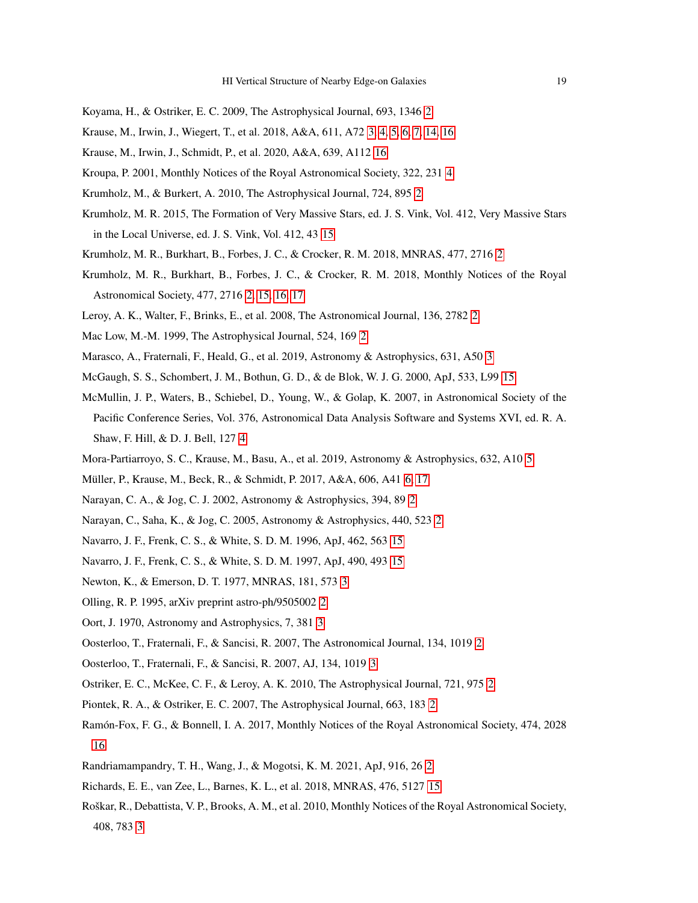Koyama, H., & Ostriker, E. C. 2009, The Astrophysical Journal, 693, 1346 2

Krause, M., Irwin, J., Wiegert, T., et al. 2018, A&A, 611, A72 3, 4, 5, 6, 7, 14, 16

Krause, M., Irwin, J., Schmidt, P., et al. 2020, A&A, 639, A112 16

Kroupa, P. 2001, Monthly Notices of the Royal Astronomical Society, 322, 231 4

Krumholz, M., & Burkert, A. 2010, The Astrophysical Journal, 724, 895 2

Krumholz, M. R. 2015, The Formation of Very Massive Stars, ed. J. S. Vink, Vol. 412, Very Massive Stars in the Local Universe, ed. J. S. Vink, Vol. 412, 43 15

Krumholz, M. R., Burkhart, B., Forbes, J. C., & Crocker, R. M. 2018, MNRAS, 477, 2716 2

Krumholz, M. R., Burkhart, B., Forbes, J. C., & Crocker, R. M. 2018, Monthly Notices of the Royal Astronomical Society, 477, 2716 2, 15, 16, 17

Leroy, A. K., Walter, F., Brinks, E., et al. 2008, The Astronomical Journal, 136, 2782 2

Mac Low, M.-M. 1999, The Astrophysical Journal, 524, 169 2

Marasco, A., Fraternali, F., Heald, G., et al. 2019, Astronomy & Astrophysics, 631, A50 3

McGaugh, S. S., Schombert, J. M., Bothun, G. D., & de Blok, W. J. G. 2000, ApJ, 533, L99 15

McMullin, J. P., Waters, B., Schiebel, D., Young, W., & Golap, K. 2007, in Astronomical Society of the Pacific Conference Series, Vol. 376, Astronomical Data Analysis Software and Systems XVI, ed. R. A. Shaw, F. Hill, & D. J. Bell, 127 4

Mora-Partiarroyo, S. C., Krause, M., Basu, A., et al. 2019, Astronomy & Astrophysics, 632, A10 5

Müller, P., Krause, M., Beck, R., & Schmidt, P. 2017, A&A, 606, A41 6, 17

Narayan, C. A., & Jog, C. J. 2002, Astronomy & Astrophysics, 394, 89 2

Narayan, C., Saha, K., & Jog, C. 2005, Astronomy & Astrophysics, 440, 523 2

Navarro, J. F., Frenk, C. S., & White, S. D. M. 1996, ApJ, 462, 563 15

Navarro, J. F., Frenk, C. S., & White, S. D. M. 1997, ApJ, 490, 493 15

Newton, K., & Emerson, D. T. 1977, MNRAS, 181, 573 3

Olling, R. P. 1995, arXiv preprint astro-ph/9505002 2

Oort, J. 1970, Astronomy and Astrophysics, 7, 381 3

Oosterloo, T., Fraternali, F., & Sancisi, R. 2007, The Astronomical Journal, 134, 1019 2

Oosterloo, T., Fraternali, F., & Sancisi, R. 2007, AJ, 134, 1019 3

Ostriker, E. C., McKee, C. F., & Leroy, A. K. 2010, The Astrophysical Journal, 721, 975 2

Piontek, R. A., & Ostriker, E. C. 2007, The Astrophysical Journal, 663, 183 2

Ramón-Fox, F. G., & Bonnell, I. A. 2017, Monthly Notices of the Royal Astronomical Society, 474, 2028 16

Randriamampandry, T. H., Wang, J., & Mogotsi, K. M. 2021, ApJ, 916, 26 2

Richards, E. E., van Zee, L., Barnes, K. L., et al. 2018, MNRAS, 476, 5127 15

Roškar, R., Debattista, V. P., Brooks, A. M., et al. 2010, Monthly Notices of the Royal Astronomical Society, 408, 783 3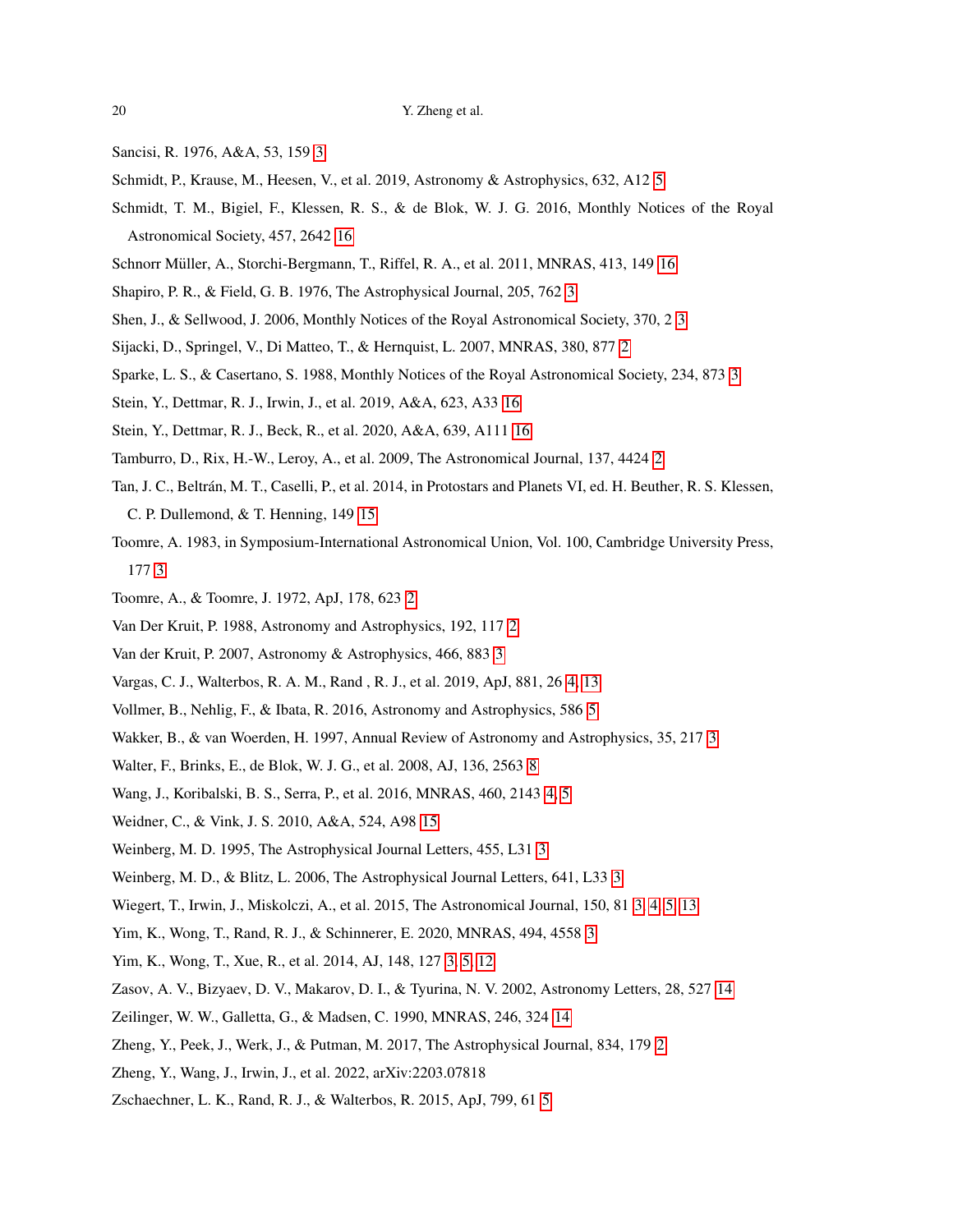Sancisi, R. 1976, A&A, 53, 159 3

Schmidt, P., Krause, M., Heesen, V., et al. 2019, Astronomy & Astrophysics, 632, A12 5

Schmidt, T. M., Bigiel, F., Klessen, R. S., & de Blok, W. J. G. 2016, Monthly Notices of the Royal Astronomical Society, 457, 2642 16

Schnorr Müller, A., Storchi-Bergmann, T., Riffel, R. A., et al. 2011, MNRAS, 413, 149 16

Shapiro, P. R., & Field, G. B. 1976, The Astrophysical Journal, 205, 762 3

Shen, J., & Sellwood, J. 2006, Monthly Notices of the Royal Astronomical Society, 370, 2 3

Sijacki, D., Springel, V., Di Matteo, T., & Hernquist, L. 2007, MNRAS, 380, 877 2

Sparke, L. S., & Casertano, S. 1988, Monthly Notices of the Royal Astronomical Society, 234, 873 3

Stein, Y., Dettmar, R. J., Irwin, J., et al. 2019, A&A, 623, A33 16

Stein, Y., Dettmar, R. J., Beck, R., et al. 2020, A&A, 639, A111 16

Tamburro, D., Rix, H.-W., Leroy, A., et al. 2009, The Astronomical Journal, 137, 4424 2

Tan, J. C., Beltrán, M. T., Caselli, P., et al. 2014, in Protostars and Planets VI, ed. H. Beuther, R. S. Klessen, C. P. Dullemond, & T. Henning, 149 15

Toomre, A. 1983, in Symposium-International Astronomical Union, Vol. 100, Cambridge University Press, 177 3

Toomre, A., & Toomre, J. 1972, ApJ, 178, 623 2

Van Der Kruit, P. 1988, Astronomy and Astrophysics, 192, 117 2

Van der Kruit, P. 2007, Astronomy & Astrophysics, 466, 883 3

Vargas, C. J., Walterbos, R. A. M., Rand , R. J., et al. 2019, ApJ, 881, 26 4, 13

Vollmer, B., Nehlig, F., & Ibata, R. 2016, Astronomy and Astrophysics, 586 5

Wakker, B., & van Woerden, H. 1997, Annual Review of Astronomy and Astrophysics, 35, 217 3

Walter, F., Brinks, E., de Blok, W. J. G., et al. 2008, AJ, 136, 2563 8

Wang, J., Koribalski, B. S., Serra, P., et al. 2016, MNRAS, 460, 2143 4, 5

Weidner, C., & Vink, J. S. 2010, A&A, 524, A98 15

Weinberg, M. D. 1995, The Astrophysical Journal Letters, 455, L31 3

Weinberg, M. D., & Blitz, L. 2006, The Astrophysical Journal Letters, 641, L33 3

Wiegert, T., Irwin, J., Miskolczi, A., et al. 2015, The Astronomical Journal, 150, 81 3, 4, 5, 13

Yim, K., Wong, T., Rand, R. J., & Schinnerer, E. 2020, MNRAS, 494, 4558 3

Yim, K., Wong, T., Xue, R., et al. 2014, AJ, 148, 127 3, 5, 12

Zasov, A. V., Bizyaev, D. V., Makarov, D. I., & Tyurina, N. V. 2002, Astronomy Letters, 28, 527 14

Zeilinger, W. W., Galletta, G., & Madsen, C. 1990, MNRAS, 246, 324 14

Zheng, Y., Peek, J., Werk, J., & Putman, M. 2017, The Astrophysical Journal, 834, 179 2

Zheng, Y., Wang, J., Irwin, J., et al. 2022, arXiv:2203.07818

Zschaechner, L. K., Rand, R. J., & Walterbos, R. 2015, ApJ, 799, 61 5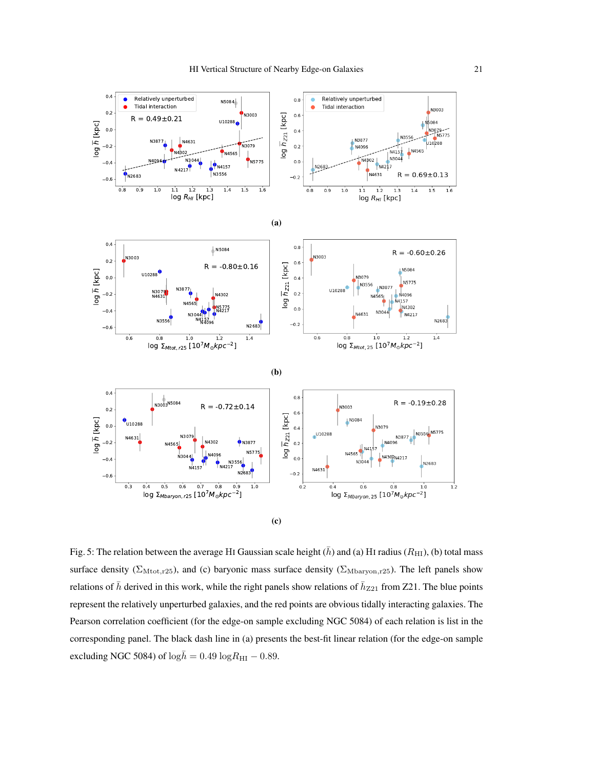(a)

(b)

(c)

Fig. 5: The relation between the average HI Gaussian scale height ($\bar{h}$) and (a) HI radius ($R_{\rm HI}$), (b) total mass surface density ($\Sigma_{\rm Mtot,r25}$), and (c) baryonic mass surface density ($\Sigma_{\rm Mbaryon,r25}$). The left panels show relations of $\bar{h}$ derived in this work, while the right panels show relations of $\bar{h}_{\rm Z21}$ from Z21. The blue points represent the relatively unperturbed galaxies, and the red points are obvious tidally interacting galaxies. The Pearson correlation coefficient (for the edge-on sample excluding NGC 5084) of each relation is list in the corresponding panel. The black dash line in (a) presents the best-fit linear relation (for the edge-on sample excluding NGC 5084) of $\log\bar{h} = 0.49 \log R_{\rm HI} - 0.89$.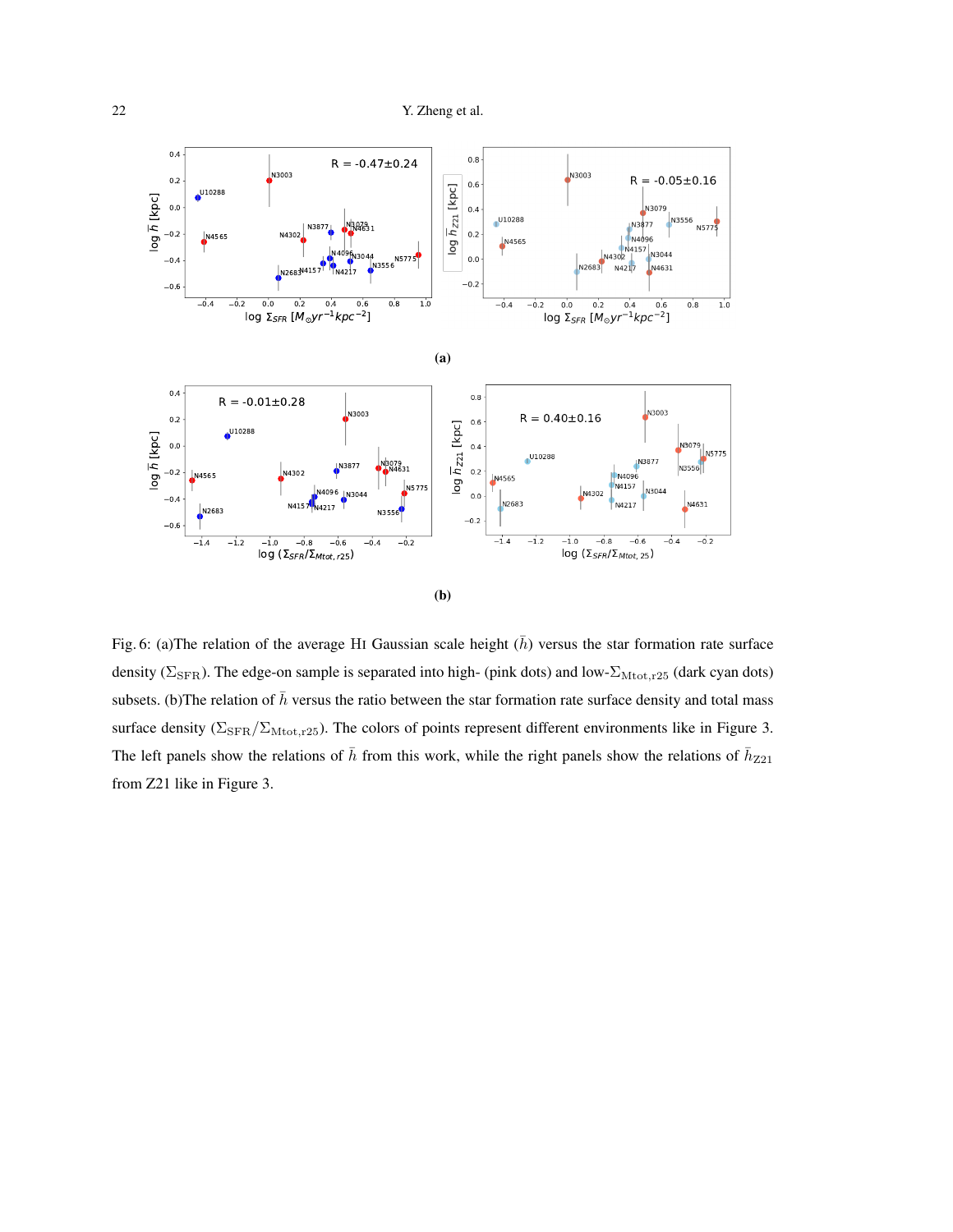(a)

(b)

Fig. 6: (a)The relation of the average HI Gaussian scale height ($\bar{h}$) versus the star formation rate surface density ($\Sigma_{\rm SFR}$). The edge-on sample is separated into high- (pink dots) and low-$\Sigma_{\rm Mtot,r25}$ (dark cyan dots) subsets. (b)The relation of $\bar{h}$ versus the ratio between the star formation rate surface density and total mass surface density ($\Sigma_{\rm SFR}/\Sigma_{\rm Mtot,r25}$). The colors of points represent different environments like in Figure 3. The left panels show the relations of $\bar{h}$ from this work, while the right panels show the relations of $\bar{h}_{\rm Z21}$ from Z21 like in Figure 3.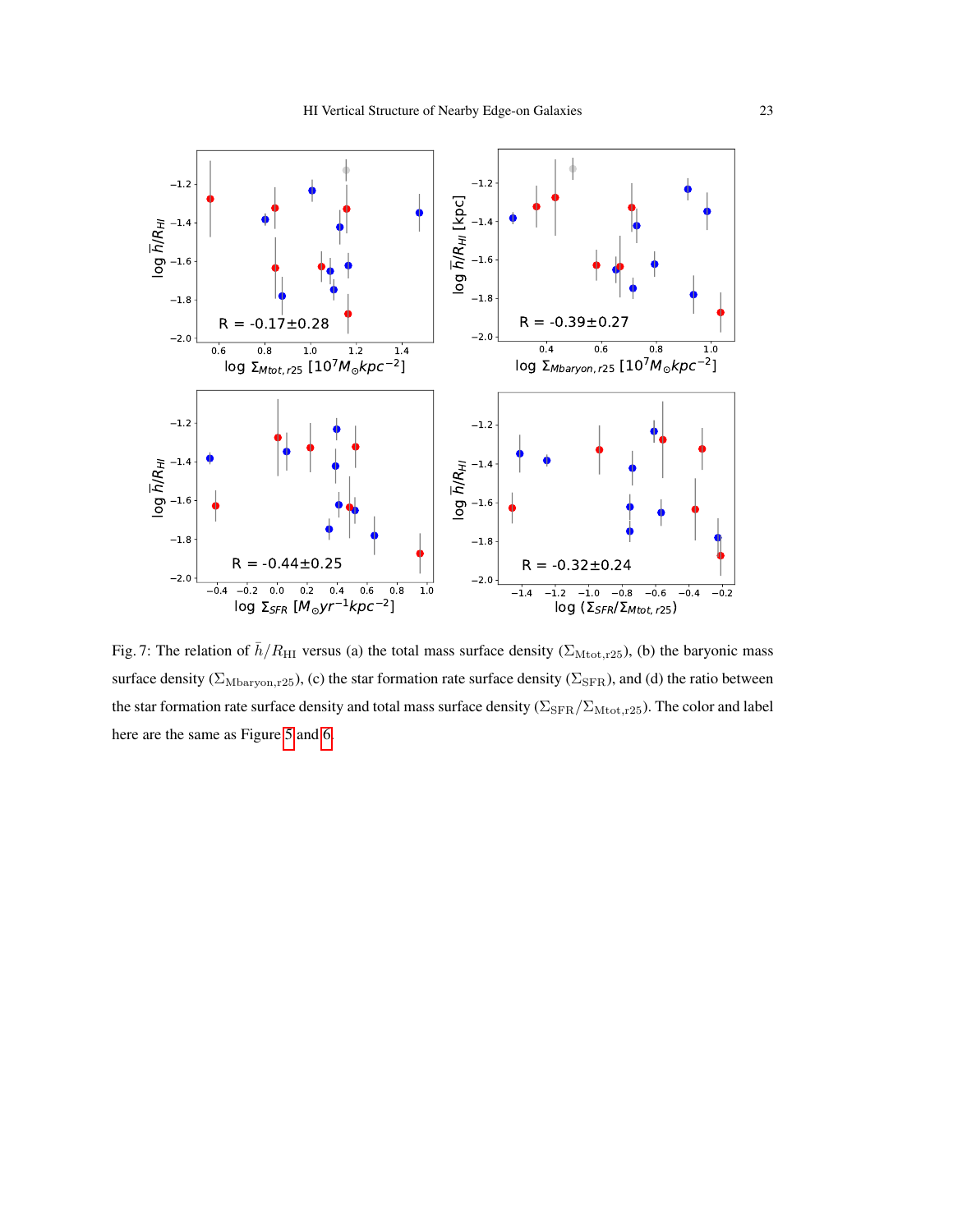R = -0.17±0.28

log $\Sigma_{Mtot,r25}$ [$10^7 M_\odot kpc^{-2}$]

log $\bar{h}/R_{HI}$

R = -0.39±0.27

log $\Sigma_{Mbaryon,r25}$ [$10^7 M_\odot kpc^{-2}$]

log $\bar{h}/R_{HI}$ [kpc]

R = -0.44±0.25

log $\Sigma_{SFR}$ [$M_\odot yr^{-1} kpc^{-2}$]

log $\bar{h}/R_{HI}$

R = -0.32±0.24

log ($\Sigma_{SFR}/\Sigma_{Mtot,r25}$)

log $\bar{h}/R_{HI}$

Fig. 7: The relation of $\bar{h}/R_{\rm HI}$ versus (a) the total mass surface density ($\Sigma_{\rm Mtot,r25}$), (b) the baryonic mass surface density ($\Sigma_{\rm Mbaryon,r25}$), (c) the star formation rate surface density ($\Sigma_{\rm SFR}$), and (d) the ratio between the star formation rate surface density and total mass surface density ($\Sigma_{\rm SFR}/\Sigma_{\rm Mtot,r25}$). The color and label here are the same as Figure 5 and 6.